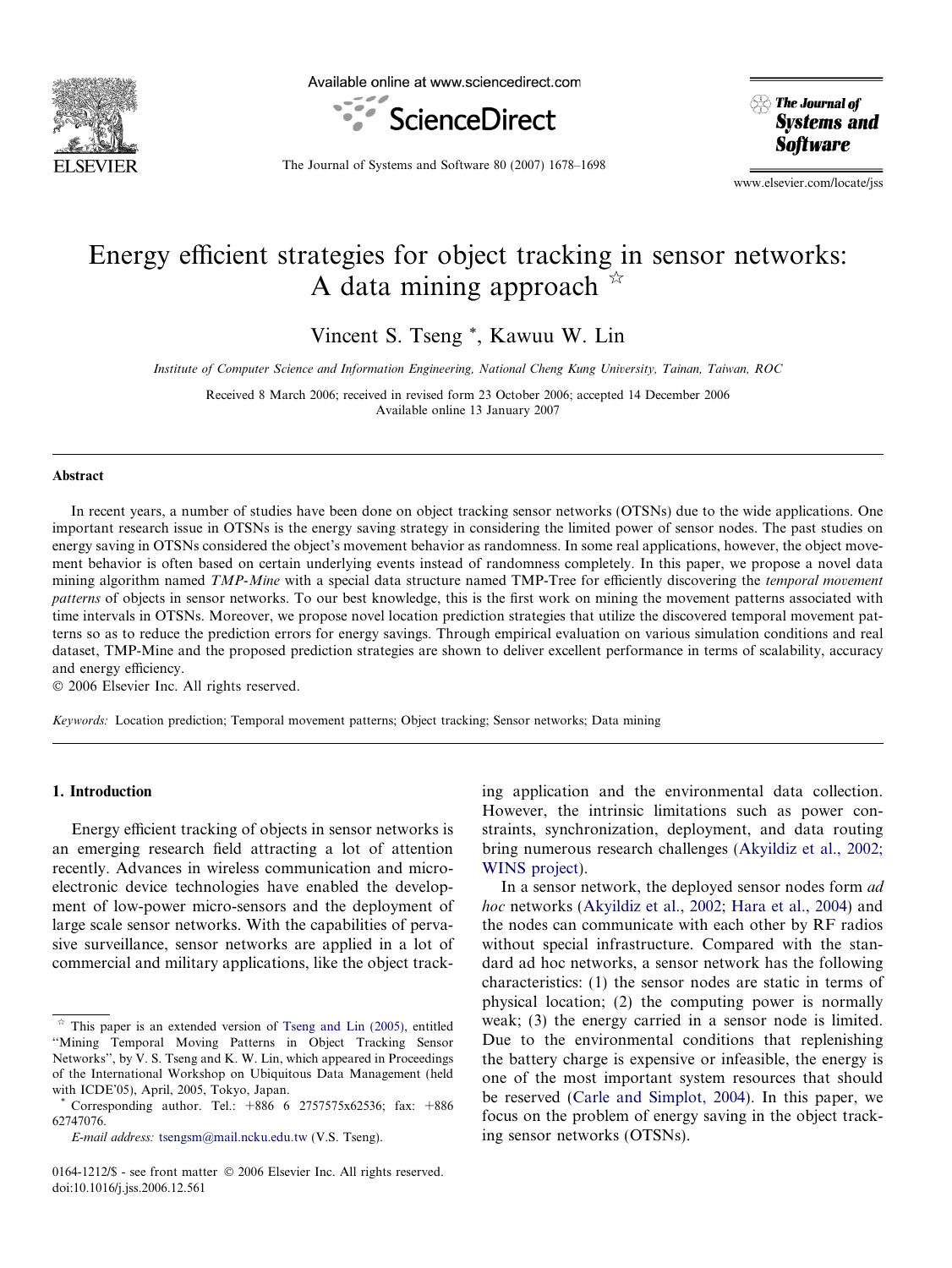# Energy efficient strategies for object tracking in sensor networks: A data mining approach ☆

Vincent S. Tseng *, Kawuu W. Lin

*Institute of Computer Science and Information Engineering, National Cheng Kung University, Tainan, Taiwan, ROC*

Received 8 March 2006; received in revised form 23 October 2006; accepted 14 December 2006
Available online 13 January 2007

## Abstract

In recent years, a number of studies have been done on object tracking sensor networks (OTSNs) due to the wide applications. One important research issue in OTSNs is the energy saving strategy in considering the limited power of sensor nodes. The past studies on energy saving in OTSNs considered the object's movement behavior as randomness. In some real applications, however, the object movement behavior is often based on certain underlying events instead of randomness completely. In this paper, we propose a novel data mining algorithm named *TMP-Mine* with a special data structure named TMP-Tree for efficiently discovering the *temporal movement patterns* of objects in sensor networks. To our best knowledge, this is the first work on mining the movement patterns associated with time intervals in OTSNs. Moreover, we propose novel location prediction strategies that utilize the discovered temporal movement patterns so as to reduce the prediction errors for energy savings. Through empirical evaluation on various simulation conditions and real dataset, TMP-Mine and the proposed prediction strategies are shown to deliver excellent performance in terms of scalability, accuracy and energy efficiency.

© 2006 Elsevier Inc. All rights reserved.

*Keywords:* Location prediction; Temporal movement patterns; Object tracking; Sensor networks; Data mining

## 1. Introduction

Energy efficient tracking of objects in sensor networks is an emerging research field attracting a lot of attention recently. Advances in wireless communication and microelectronic device technologies have enabled the development of low-power micro-sensors and the deployment of large scale sensor networks. With the capabilities of pervasive surveillance, sensor networks are applied in a lot of commercial and military applications, like the object tracking application and the environmental data collection. However, the intrinsic limitations such as power constraints, synchronization, deployment, and data routing bring numerous research challenges (Akyildiz et al., 2002; WINS project).

In a sensor network, the deployed sensor nodes form *ad hoc* networks (Akyildiz et al., 2002; Hara et al., 2004) and the nodes can communicate with each other by RF radios without special infrastructure. Compared with the standard ad hoc networks, a sensor network has the following characteristics: (1) the sensor nodes are static in terms of physical location; (2) the computing power is normally weak; (3) the energy carried in a sensor node is limited. Due to the environmental conditions that replenishing the battery charge is expensive or infeasible, the energy is one of the most important system resources that should be reserved (Carle and Simplot, 2004). In this paper, we focus on the problem of energy saving in the object tracking sensor networks (OTSNs).

☆ This paper is an extended version of Tseng and Lin (2005), entitled "Mining Temporal Moving Patterns in Object Tracking Sensor Networks", by V. S. Tseng and K. W. Lin, which appeared in Proceedings of the International Workshop on Ubiquitous Data Management (held with ICDE'05), April, 2005, Tokyo, Japan.

\* Corresponding author. Tel.: +886 6 2757575x62536; fax: +886 62747076.

*E-mail address:* tsengsm@mail.ncku.edu.tw (V.S. Tseng).

0164-1212/$ - see front matter © 2006 Elsevier Inc. All rights reserved.
doi:10.1016/j.jss.2006.12.561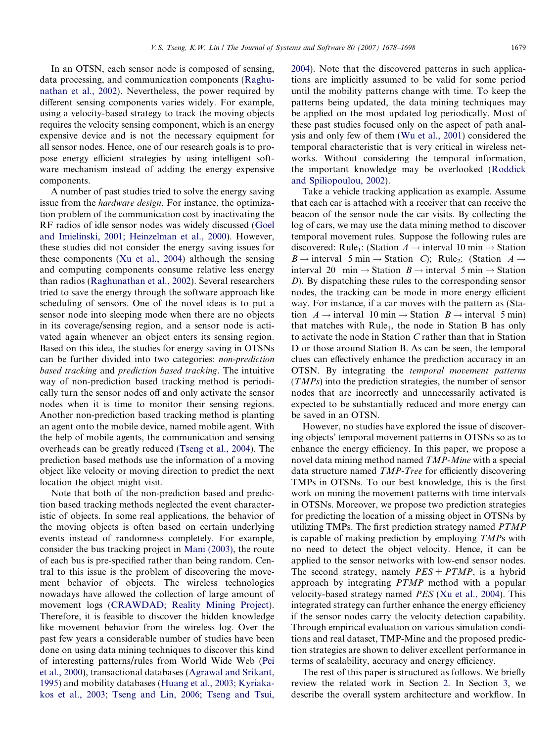In an OTSN, each sensor node is composed of sensing, data processing, and communication components (Raghunathan et al., 2002). Nevertheless, the power required by different sensing components varies widely. For example, using a velocity-based strategy to track the moving objects requires the velocity sensing component, which is an energy expensive device and is not the necessary equipment for all sensor nodes. Hence, one of our research goals is to propose energy efficient strategies by using intelligent software mechanism instead of adding the energy expensive components.

A number of past studies tried to solve the energy saving issue from the *hardware design*. For instance, the optimization problem of the communication cost by inactivating the RF radios of idle sensor nodes was widely discussed (Goel and Imielinski, 2001; Heinzelman et al., 2000). However, these studies did not consider the energy saving issues for these components (Xu et al., 2004) although the sensing and computing components consume relative less energy than radios (Raghunathan et al., 2002). Several researchers tried to save the energy through the software approach like scheduling of sensors. One of the novel ideas is to put a sensor node into sleeping mode when there are no objects in its coverage/sensing region, and a sensor node is activated again whenever an object enters its sensing region. Based on this idea, the studies for energy saving in OTSNs can be further divided into two categories: *non-prediction based tracking* and *prediction based tracking*. The intuitive way of non-prediction based tracking method is periodically turn the sensor nodes off and only activate the sensor nodes when it is time to monitor their sensing regions. Another non-prediction based tracking method is planting an agent onto the mobile device, named mobile agent. With the help of mobile agents, the communication and sensing overheads can be greatly reduced (Tseng et al., 2004). The prediction based methods use the information of a moving object like velocity or moving direction to predict the next location the object might visit.

Note that both of the non-prediction based and prediction based tracking methods neglected the event characteristic of objects. In some real applications, the behavior of the moving objects is often based on certain underlying events instead of randomness completely. For example, consider the bus tracking project in Mani (2003), the route of each bus is pre-specified rather than being random. Central to this issue is the problem of discovering the movement behavior of objects. The wireless technologies nowadays have allowed the collection of large amount of movement logs (CRAWDAD; Reality Mining Project). Therefore, it is feasible to discover the hidden knowledge like movement behavior from the wireless log. Over the past few years a considerable number of studies have been done on using data mining techniques to discover this kind of interesting patterns/rules from World Wide Web (Pei et al., 2000), transactional databases (Agrawal and Srikant, 1995) and mobility databases (Huang et al., 2003; Kyriakakos et al., 2003; Tseng and Lin, 2006; Tseng and Tsui, 2004). Note that the discovered patterns in such applications are implicitly assumed to be valid for some period until the mobility patterns change with time. To keep the patterns being updated, the data mining techniques may be applied on the most updated log periodically. Most of these past studies focused only on the aspect of path analysis and only few of them (Wu et al., 2001) considered the temporal characteristic that is very critical in wireless networks. Without considering the temporal information, the important knowledge may be overlooked (Roddick and Spiliopoulou, 2002).

Take a vehicle tracking application as example. Assume that each car is attached with a receiver that can receive the beacon of the sensor node the car visits. By collecting the log of cars, we may use the data mining method to discover temporal movement rules. Suppose the following rules are discovered: $\text{Rule}_1$: (Station $A \rightarrow$ interval 10 min $\rightarrow$ Station $B \rightarrow$ interval 5 min $\rightarrow$ Station $C$); $\text{Rule}_2$: (Station $A \rightarrow$ interval 20 min $\rightarrow$ Station $B \rightarrow$ interval 5 min $\rightarrow$ Station $D$). By dispatching these rules to the corresponding sensor nodes, the tracking can be mode in more energy efficient way. For instance, if a car moves with the pattern as (Station $A \rightarrow$ interval 10 min $\rightarrow$ Station $B \rightarrow$ interval 5 min) that matches with $\text{Rule}_1$, the node in Station B has only to activate the node in Station $C$ rather than that in Station D or those around Station B. As can be seen, the temporal clues can effectively enhance the prediction accuracy in an OTSN. By integrating the *temporal movement patterns* (*TMPs*) into the prediction strategies, the number of sensor nodes that are incorrectly and unnecessarily activated is expected to be substantially reduced and more energy can be saved in an OTSN.

However, no studies have explored the issue of discovering objects' temporal movement patterns in OTSNs so as to enhance the energy efficiency. In this paper, we propose a novel data mining method named *TMP-Mine* with a special data structure named *TMP-Tree* for efficiently discovering TMPs in OTSNs. To our best knowledge, this is the first work on mining the movement patterns with time intervals in OTSNs. Moreover, we propose two prediction strategies for predicting the location of a missing object in OTSNs by utilizing TMPs. The first prediction strategy named *PTMP* is capable of making prediction by employing *TMP*s with no need to detect the object velocity. Hence, it can be applied to the sensor networks with low-end sensor nodes. The second strategy, namely *PES* + *PTMP*, is a hybrid approach by integrating *PTMP* method with a popular velocity-based strategy named *PES* (Xu et al., 2004). This integrated strategy can further enhance the energy efficiency if the sensor nodes carry the velocity detection capability. Through empirical evaluation on various simulation conditions and real dataset, TMP-Mine and the proposed prediction strategies are shown to deliver excellent performance in terms of scalability, accuracy and energy efficiency.

The rest of this paper is structured as follows. We briefly review the related work in Section 2. In Section 3, we describe the overall system architecture and workflow. In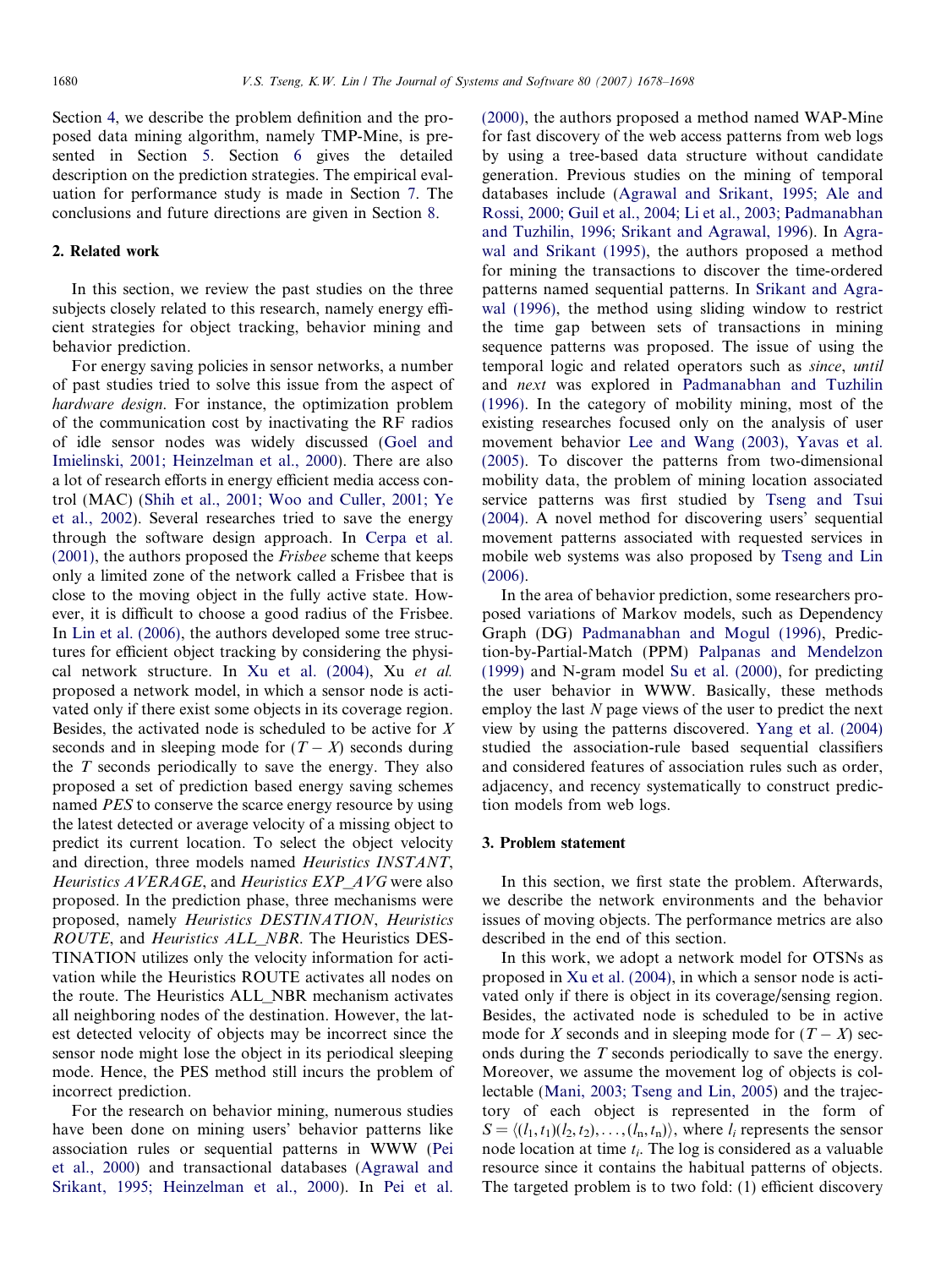Section 4, we describe the problem definition and the proposed data mining algorithm, namely TMP-Mine, is presented in Section 5. Section 6 gives the detailed description on the prediction strategies. The empirical evaluation for performance study is made in Section 7. The conclusions and future directions are given in Section 8.

## 2. Related work

In this section, we review the past studies on the three subjects closely related to this research, namely energy efficient strategies for object tracking, behavior mining and behavior prediction.

For energy saving policies in sensor networks, a number of past studies tried to solve this issue from the aspect of *hardware design*. For instance, the optimization problem of the communication cost by inactivating the RF radios of idle sensor nodes was widely discussed (Goel and Imielinski, 2001; Heinzelman et al., 2000). There are also a lot of research efforts in energy efficient media access control (MAC) (Shih et al., 2001; Woo and Culler, 2001; Ye et al., 2002). Several researches tried to save the energy through the software design approach. In Cerpa et al. (2001), the authors proposed the *Frisbee* scheme that keeps only a limited zone of the network called a Frisbee that is close to the moving object in the fully active state. However, it is difficult to choose a good radius of the Frisbee. In Lin et al. (2006), the authors developed some tree structures for efficient object tracking by considering the physical network structure. In Xu et al. (2004), Xu *et al.* proposed a network model, in which a sensor node is activated only if there exist some objects in its coverage region. Besides, the activated node is scheduled to be active for $X$ seconds and in sleeping mode for $(T - X)$ seconds during the $T$ seconds periodically to save the energy. They also proposed a set of prediction based energy saving schemes named *PES* to conserve the scarce energy resource by using the latest detected or average velocity of a missing object to predict its current location. To select the object velocity and direction, three models named *Heuristics INSTANT*, *Heuristics AVERAGE*, and *Heuristics EXP_AVG* were also proposed. In the prediction phase, three mechanisms were proposed, namely *Heuristics DESTINATION*, *Heuristics ROUTE*, and *Heuristics ALL_NBR*. The Heuristics DESTINATION utilizes only the velocity information for activation while the Heuristics ROUTE activates all nodes on the route. The Heuristics ALL_NBR mechanism activates all neighboring nodes of the destination. However, the latest detected velocity of objects may be incorrect since the sensor node might lose the object in its periodical sleeping mode. Hence, the PES method still incurs the problem of incorrect prediction.

For the research on behavior mining, numerous studies have been done on mining users' behavior patterns like association rules or sequential patterns in WWW (Pei et al., 2000) and transactional databases (Agrawal and Srikant, 1995; Heinzelman et al., 2000). In Pei et al. (2000), the authors proposed a method named WAP-Mine for fast discovery of the web access patterns from web logs by using a tree-based data structure without candidate generation. Previous studies on the mining of temporal databases include (Agrawal and Srikant, 1995; Ale and Rossi, 2000; Guil et al., 2004; Li et al., 2003; Padmanabhan and Tuzhilin, 1996; Srikant and Agrawal, 1996). In Agrawal and Srikant (1995), the authors proposed a method for mining the transactions to discover the time-ordered patterns named sequential patterns. In Srikant and Agrawal (1996), the method using sliding window to restrict the time gap between sets of transactions in mining sequence patterns was proposed. The issue of using the temporal logic and related operators such as *since*, *until* and *next* was explored in Padmanabhan and Tuzhilin (1996). In the category of mobility mining, most of the existing researches focused only on the analysis of user movement behavior Lee and Wang (2003), Yavas et al. (2005). To discover the patterns from two-dimensional mobility data, the problem of mining location associated service patterns was first studied by Tseng and Tsui (2004). A novel method for discovering users' sequential movement patterns associated with requested services in mobile web systems was also proposed by Tseng and Lin (2006).

In the area of behavior prediction, some researchers proposed variations of Markov models, such as Dependency Graph (DG) Padmanabhan and Mogul (1996), Prediction-by-Partial-Match (PPM) Palpanas and Mendelzon (1999) and N-gram model Su et al. (2000), for predicting the user behavior in WWW. Basically, these methods employ the last $N$ page views of the user to predict the next view by using the patterns discovered. Yang et al. (2004) studied the association-rule based sequential classifiers and considered features of association rules such as order, adjacency, and recency systematically to construct prediction models from web logs.

## 3. Problem statement

In this section, we first state the problem. Afterwards, we describe the network environments and the behavior issues of moving objects. The performance metrics are also described in the end of this section.

In this work, we adopt a network model for OTSNs as proposed in Xu et al. (2004), in which a sensor node is activated only if there is object in its coverage/sensing region. Besides, the activated node is scheduled to be in active mode for $X$ seconds and in sleeping mode for $(T - X)$ seconds during the $T$ seconds periodically to save the energy. Moreover, we assume the movement log of objects is collectable (Mani, 2003; Tseng and Lin, 2005) and the trajectory of each object is represented in the form of $S = \langle (l_1, t_1)(l_2, t_2), \ldots, (l_n, t_n) \rangle$, where $l_i$ represents the sensor node location at time $t_i$. The log is considered as a valuable resource since it contains the habitual patterns of objects. The targeted problem is to two fold: (1) efficient discovery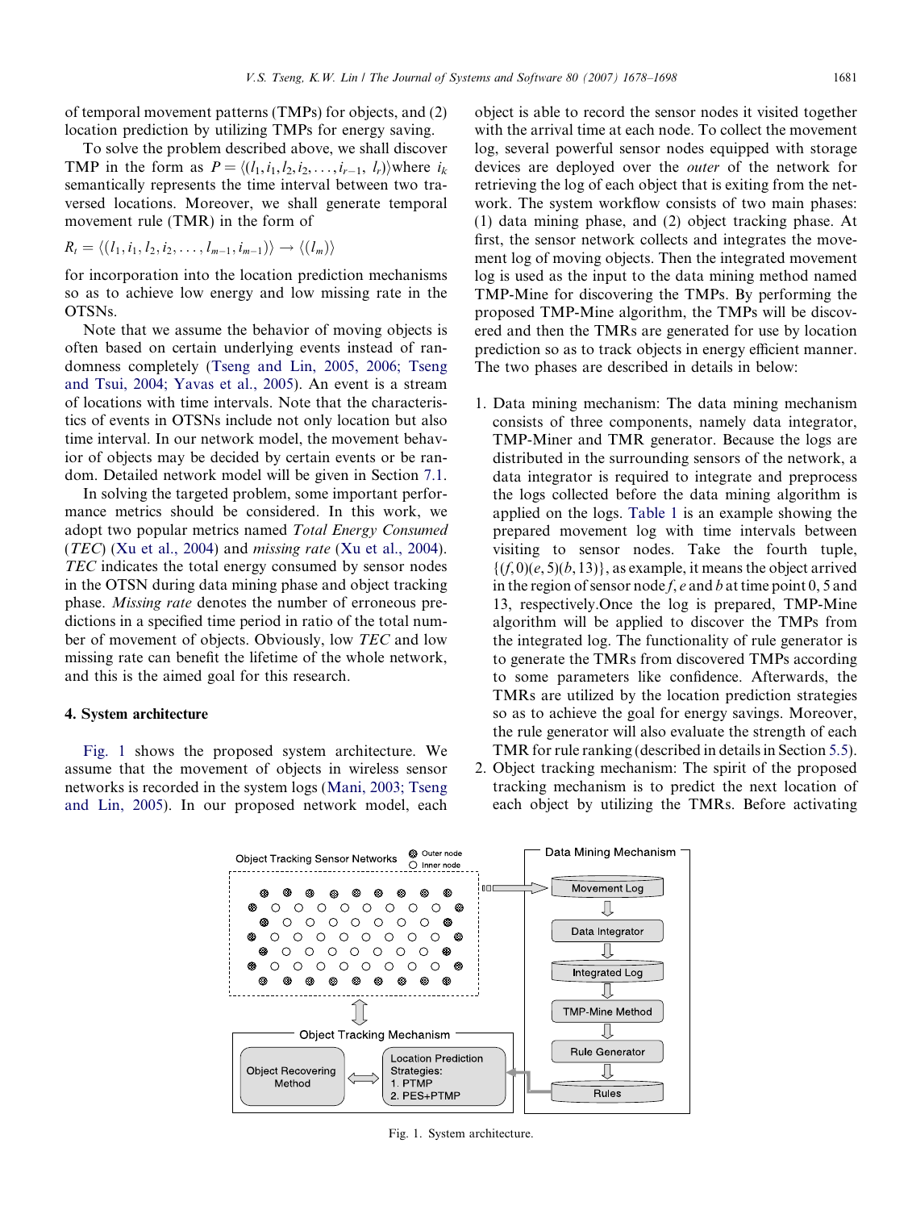of temporal movement patterns (TMPs) for objects, and (2) location prediction by utilizing TMPs for energy saving.

To solve the problem described above, we shall discover TMP in the form as $P = \langle (l_1, i_1, l_2, i_2, \ldots, i_{r-1}, l_r) \rangle$ where $i_k$ semantically represents the time interval between two traversed locations. Moreover, we shall generate temporal movement rule (TMR) in the form of

$$R_t = \langle (l_1, i_1, l_2, i_2, \ldots, l_{m-1}, i_{m-1}) \rangle \rightarrow \langle (l_m) \rangle$$

for incorporation into the location prediction mechanisms so as to achieve low energy and low missing rate in the OTSNs.

Note that we assume the behavior of moving objects is often based on certain underlying events instead of randomness completely (Tseng and Lin, 2005, 2006; Tseng and Tsui, 2004; Yavas et al., 2005). An event is a stream of locations with time intervals. Note that the characteristics of events in OTSNs include not only location but also time interval. In our network model, the movement behavior of objects may be decided by certain events or be random. Detailed network model will be given in Section 7.1.

In solving the targeted problem, some important performance metrics should be considered. In this work, we adopt two popular metrics named *Total Energy Consumed* (*TEC*) (Xu et al., 2004) and *missing rate* (Xu et al., 2004). *TEC* indicates the total energy consumed by sensor nodes in the OTSN during data mining phase and object tracking phase. *Missing rate* denotes the number of erroneous predictions in a specified time period in ratio of the total number of movement of objects. Obviously, low *TEC* and low missing rate can benefit the lifetime of the whole network, and this is the aimed goal for this research.

## 4. System architecture

Fig. 1 shows the proposed system architecture. We assume that the movement of objects in wireless sensor networks is recorded in the system logs (Mani, 2003; Tseng and Lin, 2005). In our proposed network model, each object is able to record the sensor nodes it visited together with the arrival time at each node. To collect the movement log, several powerful sensor nodes equipped with storage devices are deployed over the *outer* of the network for retrieving the log of each object that is exiting from the network. The system workflow consists of two main phases: (1) data mining phase, and (2) object tracking phase. At first, the sensor network collects and integrates the movement log of moving objects. Then the integrated movement log is used as the input to the data mining method named TMP-Mine for discovering the TMPs. By performing the proposed TMP-Mine algorithm, the TMPs will be discovered and then the TMRs are generated for use by location prediction so as to track objects in energy efficient manner. The two phases are described in details in below:

1. Data mining mechanism: The data mining mechanism consists of three components, namely data integrator, TMP-Miner and TMR generator. Because the logs are distributed in the surrounding sensors of the network, a data integrator is required to integrate and preprocess the logs collected before the data mining algorithm is applied on the logs. Table 1 is an example showing the prepared movement log with time intervals between visiting to sensor nodes. Take the fourth tuple, $\{(f,0)(e,5)(b,13)\}$, as example, it means the object arrived in the region of sensor node $f$, $e$ and $b$ at time point 0, 5 and 13, respectively.Once the log is prepared, TMP-Mine algorithm will be applied to discover the TMPs from the integrated log. The functionality of rule generator is to generate the TMRs from discovered TMPs according to some parameters like confidence. Afterwards, the TMRs are utilized by the location prediction strategies so as to achieve the goal for energy savings. Moreover, the rule generator will also evaluate the strength of each TMR for rule ranking (described in details in Section 5.5).
2. Object tracking mechanism: The spirit of the proposed tracking mechanism is to predict the next location of each object by utilizing the TMRs. Before activating

Fig. 1. System architecture.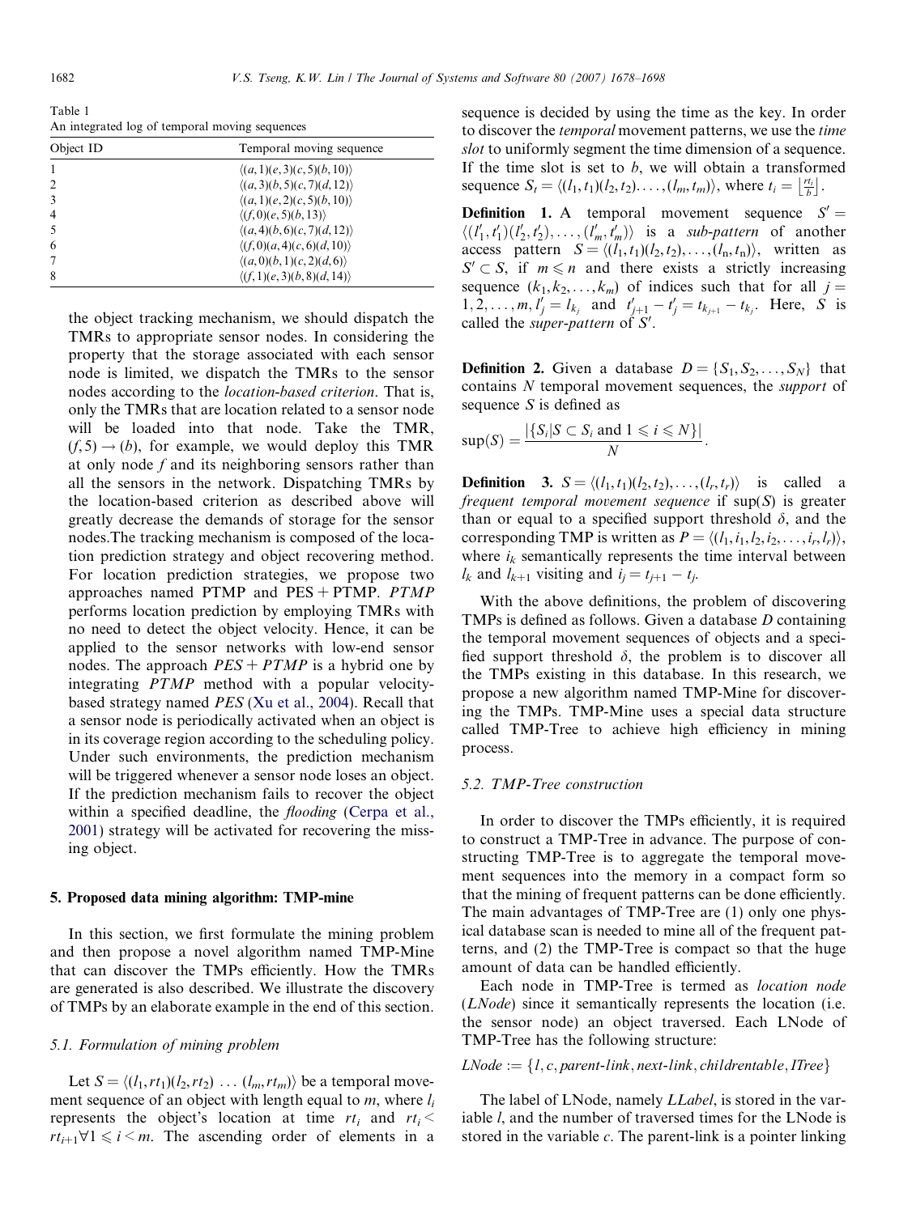Table 1
An integrated log of temporal moving sequences

| Object ID | Temporal moving sequence |
|---|---|
| 1 | $\langle(a,1)(e,3)(c,5)(b,10)\rangle$ |
| 2 | $\langle(a,3)(b,5)(c,7)(d,12)\rangle$ |
| 3 | $\langle(a,1)(e,2)(c,5)(b,10)\rangle$ |
| 4 | $\langle(f,0)(e,5)(b,13)\rangle$ |
| 5 | $\langle(a,4)(b,6)(c,7)(d,12)\rangle$ |
| 6 | $\langle(f,0)(a,4)(c,6)(d,10)\rangle$ |
| 7 | $\langle(a,0)(b,1)(c,2)(d,6)\rangle$ |
| 8 | $\langle(f,1)(e,3)(b,8)(d,14)\rangle$ |

the object tracking mechanism, we should dispatch the TMRs to appropriate sensor nodes. In considering the property that the storage associated with each sensor node is limited, we dispatch the TMRs to the sensor nodes according to the *location-based criterion*. That is, only the TMRs that are location related to a sensor node will be loaded into that node. Take the TMR, $(f,5)\rightarrow(b)$, for example, we would deploy this TMR at only node $f$ and its neighboring sensors rather than all the sensors in the network. Dispatching TMRs by the location-based criterion as described above will greatly decrease the demands of storage for the sensor nodes.The tracking mechanism is composed of the location prediction strategy and object recovering method. For location prediction strategies, we propose two approaches named PTMP and PES + PTMP. *PTMP* performs location prediction by employing TMRs with no need to detect the object velocity. Hence, it can be applied to the sensor networks with low-end sensor nodes. The approach *PES + PTMP* is a hybrid one by integrating *PTMP* method with a popular velocity-based strategy named *PES* (Xu et al., 2004). Recall that a sensor node is periodically activated when an object is in its coverage region according to the scheduling policy. Under such environments, the prediction mechanism will be triggered whenever a sensor node loses an object. If the prediction mechanism fails to recover the object within a specified deadline, the *flooding* (Cerpa et al., 2001) strategy will be activated for recovering the missing object.

## 5. Proposed data mining algorithm: TMP-mine

In this section, we first formulate the mining problem and then propose a novel algorithm named TMP-Mine that can discover the TMPs efficiently. How the TMRs are generated is also described. We illustrate the discovery of TMPs by an elaborate example in the end of this section.

### 5.1. Formulation of mining problem

Let $S=\langle(l_1,rt_1)(l_2,rt_2)\ \ldots\ (l_m,rt_m)\rangle$ be a temporal movement sequence of an object with length equal to $m$, where $l_i$ represents the object's location at time $rt_i$ and $rt_i < rt_{i+1}\forall 1\leqslant i<m$. The ascending order of elements in a sequence is decided by using the time as the key. In order to discover the *temporal* movement patterns, we use the *time slot* to uniformly segment the time dimension of a sequence. If the time slot is set to $b$, we will obtain a transformed sequence $S_t=\langle(l_1,t_1)(l_2,t_2)\ldots,(l_m,t_m)\rangle$, where $t_i=\left\lfloor\frac{rt_i}{b}\right\rfloor$.

**Definition 1.** A temporal movement sequence $S'=\langle(l'_1,t'_1)(l'_2,t'_2),\ldots,(l'_m,t'_m)\rangle$ is a *sub-pattern* of another access pattern $S=\langle(l_1,t_1)(l_2,t_2),\ldots,(l_n,t_n)\rangle$, written as $S'\subset S$, if $m\leqslant n$ and there exists a strictly increasing sequence $(k_1,k_2,\ldots,k_m)$ of indices such that for all $j=1,2,\ldots,m$, $l'_j=l_{k_j}$ and $t'_{j+1}-t'_j=t_{k_{j+1}}-t_{k_j}$. Here, $S$ is called the *super-pattern* of $S'$.

**Definition 2.** Given a database $D=\{S_1,S_2,\ldots,S_N\}$ that contains $N$ temporal movement sequences, the *support* of sequence $S$ is defined as

$$\sup(S)=\frac{|\{S_i|S\subset S_i \text{ and } 1\leqslant i\leqslant N\}|}{N}.$$

**Definition 3.** $S=\langle(l_1,t_1)(l_2,t_2),\ldots,(l_r,t_r)\rangle$ is called a *frequent temporal movement sequence* if $\sup(S)$ is greater than or equal to a specified support threshold $\delta$, and the corresponding TMP is written as $P=\langle(l_1,i_1,l_2,i_2,\ldots,i_r,l_r)\rangle$, where $i_k$ semantically represents the time interval between $l_k$ and $l_{k+1}$ visiting and $i_j=t_{j+1}-t_j$.

With the above definitions, the problem of discovering TMPs is defined as follows. Given a database $D$ containing the temporal movement sequences of objects and a specified support threshold $\delta$, the problem is to discover all the TMPs existing in this database. In this research, we propose a new algorithm named TMP-Mine for discovering the TMPs. TMP-Mine uses a special data structure called TMP-Tree to achieve high efficiency in mining process.

### 5.2. TMP-Tree construction

In order to discover the TMPs efficiently, it is required to construct a TMP-Tree in advance. The purpose of constructing TMP-Tree is to aggregate the temporal movement sequences into the memory in a compact form so that the mining of frequent patterns can be done efficiently. The main advantages of TMP-Tree are (1) only one physical database scan is needed to mine all of the frequent patterns, and (2) the TMP-Tree is compact so that the huge amount of data can be handled efficiently.

Each node in TMP-Tree is termed as *location node* (*LNode*) since it semantically represents the location (i.e. the sensor node) an object traversed. Each LNode of TMP-Tree has the following structure:

$LNode := \{l, c, parent\text{-}link, next\text{-}link, childrentable, ITree\}$

The label of LNode, namely *LLabel*, is stored in the variable $l$, and the number of traversed times for the LNode is stored in the variable $c$. The parent-link is a pointer linking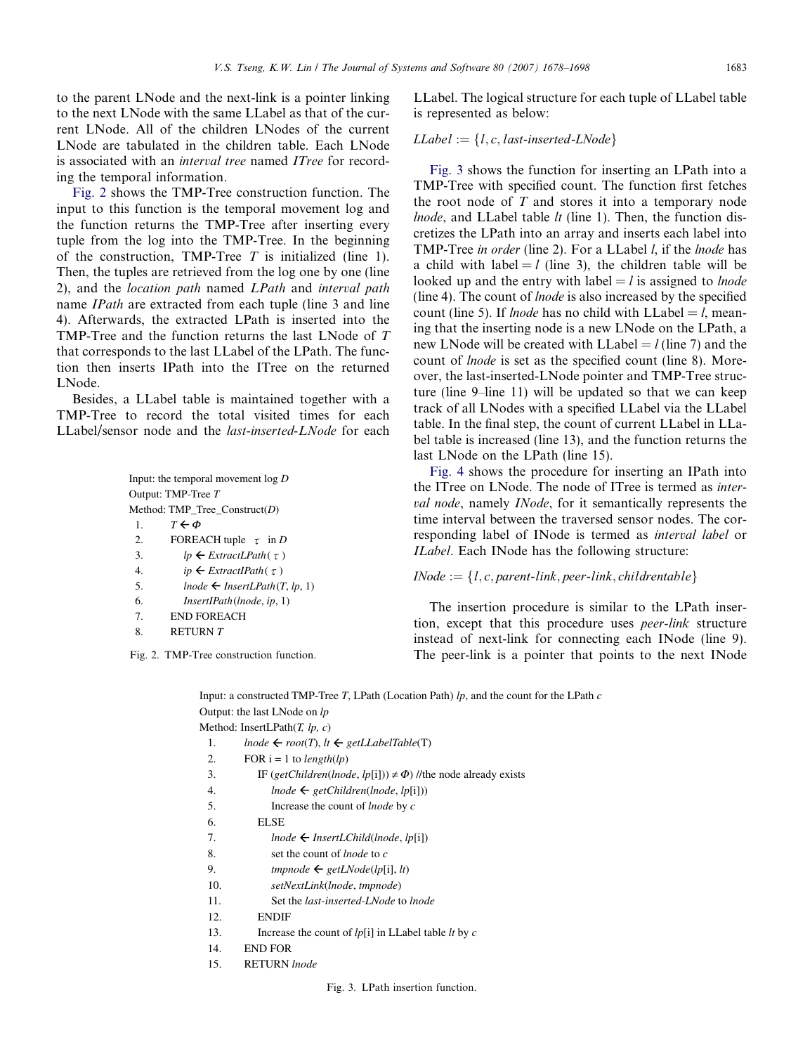to the parent LNode and the next-link is a pointer linking to the next LNode with the same LLabel as that of the current LNode. All of the children LNodes of the current LNode are tabulated in the children table. Each LNode is associated with an *interval tree* named *ITree* for recording the temporal information.

Fig. 2 shows the TMP-Tree construction function. The input to this function is the temporal movement log and the function returns the TMP-Tree after inserting every tuple from the log into the TMP-Tree. In the beginning of the construction, TMP-Tree $T$ is initialized (line 1). Then, the tuples are retrieved from the log one by one (line 2), and the *location path* named *LPath* and *interval path* name *IPath* are extracted from each tuple (line 3 and line 4). Afterwards, the extracted LPath is inserted into the TMP-Tree and the function returns the last LNode of $T$ that corresponds to the last LLabel of the LPath. The function then inserts IPath into the ITree on the returned LNode.

Besides, a LLabel table is maintained together with a TMP-Tree to record the total visited times for each LLabel/sensor node and the *last-inserted-LNode* for each LLabel. The logical structure for each tuple of LLabel table is represented as below:

$$LLabel := \{l, c, last\text{-}inserted\text{-}LNode\}$$

```
Input: the temporal movement log D
Output: TMP-Tree T
Method: TMP_Tree_Construct(D)
 1.   T ← Φ
 2.   FOREACH tuple τ in D
 3.      lp ← ExtractLPath(τ)
 4.      ip ← ExtractIPath(τ)
 5.      lnode ← InsertLPath(T, lp, 1)
 6.      InsertIPath(lnode, ip, 1)
 7.   END FOREACH
 8.   RETURN T
```

Fig. 2. TMP-Tree construction function.

Fig. 3 shows the function for inserting an LPath into a TMP-Tree with specified count. The function first fetches the root node of $T$ and stores it into a temporary node *lnode*, and LLabel table *lt* (line 1). Then, the function discretizes the LPath into an array and inserts each label into TMP-Tree *in order* (line 2). For a LLabel $l$, if the *lnode* has a child with label = $l$ (line 3), the children table will be looked up and the entry with label = $l$ is assigned to *lnode* (line 4). The count of *lnode* is also increased by the specified count (line 5). If *lnode* has no child with LLabel = $l$, meaning that the inserting node is a new LNode on the LPath, a new LNode will be created with LLabel = $l$ (line 7) and the count of *lnode* is set as the specified count (line 8). Moreover, the last-inserted-LNode pointer and TMP-Tree structure (line 9–line 11) will be updated so that we can keep track of all LNodes with a specified LLabel via the LLabel table. In the final step, the count of current LLabel in LLabel table is increased (line 13), and the function returns the last LNode on the LPath (line 15).

Fig. 4 shows the procedure for inserting an IPath into the ITree on LNode. The node of ITree is termed as *interval node*, namely *INode*, for it semantically represents the time interval between the traversed sensor nodes. The corresponding label of INode is termed as *interval label* or *ILabel*. Each INode has the following structure:

$$INode := \{l, c, parent\text{-}link, peer\text{-}link, childrentable\}$$

The insertion procedure is similar to the LPath insertion, except that this procedure uses *peer-link* structure instead of next-link for connecting each INode (line 9). The peer-link is a pointer that points to the next INode

```
Input: a constructed TMP-Tree T, LPath (Location Path) lp, and the count for the LPath c
Output: the last LNode on lp
Method: InsertLPath(T, lp, c)
 1.   lnode ← root(T), lt ← getLLabelTable(T)
 2.   FOR i = 1 to length(lp)
 3.      IF (getChildren(lnode, lp[i])) ≠ Φ) //the node already exists
 4.         lnode ← getChildren(lnode, lp[i]))
 5.         Increase the count of lnode by c
 6.      ELSE
 7.         lnode ← InsertLChild(lnode, lp[i])
 8.         set the count of lnode to c
 9.         tmpnode ← getLNode(lp[i], lt)
 10.        setNextLink(lnode, tmpnode)
 11.        Set the last-inserted-LNode to lnode
 12.     ENDIF
 13.     Increase the count of lp[i] in LLabel table lt by c
 14.  END FOR
 15.  RETURN lnode
```

Fig. 3. LPath insertion function.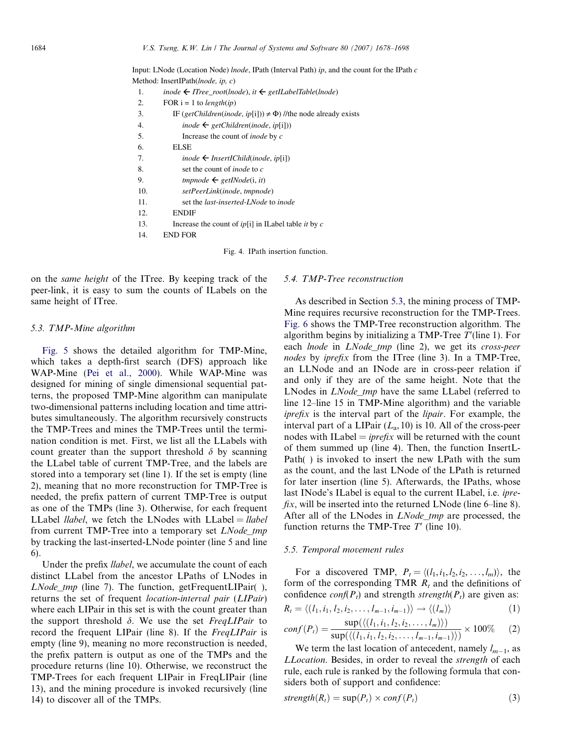Input: LNode (Location Node) *lnode*, IPath (Interval Path) *ip*, and the count for the IPath *c*
Method: InsertIPath(*lnode, ip, c*)

```
1.   inode ← ITree_root(lnode), it ← getILabelTable(lnode)
2.   FOR i = 1 to length(ip)
3.      IF (getChildren(inode, ip[i])) ≠ Φ) //the node already exists
4.         inode ← getChildren(inode, ip[i]))
5.         Increase the count of inode by c
6.      ELSE
7.         inode ← InsertIChild(inode, ip[i])
8.         set the count of inode to c
9.         tmpnode ← getINode(i, it)
10.        setPeerLink(inode, tmpnode)
11.        set the last-inserted-LNode to inode
12.     ENDIF
13.     Increase the count of ip[i] in ILabel table it by c
14.  END FOR
```

Fig. 4. IPath insertion function.

on the *same height* of the ITree. By keeping track of the peer-link, it is easy to sum the counts of ILabels on the same height of ITree.

### 5.3. TMP-Mine algorithm

Fig. 5 shows the detailed algorithm for TMP-Mine, which takes a depth-first search (DFS) approach like WAP-Mine (Pei et al., 2000). While WAP-Mine was designed for mining of single dimensional sequential patterns, the proposed TMP-Mine algorithm can manipulate two-dimensional patterns including location and time attributes simultaneously. The algorithm recursively constructs the TMP-Trees and mines the TMP-Trees until the termination condition is met. First, we list all the LLabels with count greater than the support threshold $\delta$ by scanning the LLabel table of current TMP-Tree, and the labels are stored into a temporary set (line 1). If the set is empty (line 2), meaning that no more reconstruction for TMP-Tree is needed, the prefix pattern of current TMP-Tree is output as one of the TMPs (line 3). Otherwise, for each frequent LLabel *llabel*, we fetch the LNodes with LLabel = *llabel* from current TMP-Tree into a temporary set *LNode_tmp* by tracking the last-inserted-LNode pointer (line 5 and line 6).

Under the prefix *llabel*, we accumulate the count of each distinct LLabel from the ancestor LPaths of LNodes in *LNode_tmp* (line 7). The function, getFrequentLIPair( ), returns the set of frequent *location-interval pair* (*LIPair*) where each LIPair in this set is with the count greater than the support threshold $\delta$. We use the set *FreqLIPair* to record the frequent LIPair (line 8). If the *FreqLIPair* is empty (line 9), meaning no more reconstruction is needed, the prefix pattern is output as one of the TMPs and the procedure returns (line 10). Otherwise, we reconstruct the TMP-Trees for each frequent LIPair in FreqLIPair (line 13), and the mining procedure is invoked recursively (line 14) to discover all of the TMPs.

### 5.4. TMP-Tree reconstruction

As described in Section 5.3, the mining process of TMP-Mine requires recursive reconstruction for the TMP-Trees. Fig. 6 shows the TMP-Tree reconstruction algorithm. The algorithm begins by initializing a TMP-Tree $T'$(line 1). For each *lnode* in *LNode_tmp* (line 2), we get its *cross-peer nodes* by *iprefix* from the ITree (line 3). In a TMP-Tree, an LLNode and an INode are in cross-peer relation if and only if they are of the same height. Note that the LNodes in *LNode_tmp* have the same LLabel (referred to line 12–line 15 in TMP-Mine algorithm) and the variable *iprefix* is the interval part of the *lipair*. For example, the interval part of a LIPair ($L_a$, 10) is 10. All of the cross-peer nodes with ILabel = *iprefix* will be returned with the count of them summed up (line 4). Then, the function InsertLPath( ) is invoked to insert the new LPath with the sum as the count, and the last LNode of the LPath is returned for later insertion (line 5). Afterwards, the IPaths, whose last INode's ILabel is equal to the current ILabel, i.e. *iprefix*, will be inserted into the returned LNode (line 6–line 8). After all of the LNodes in *LNode_tmp* are processed, the function returns the TMP-Tree $T'$ (line 10).

### 5.5. Temporal movement rules

For a discovered TMP, $P_t = \langle(l_1, i_1, l_2, i_2, \ldots, l_m)\rangle$, the form of the corresponding TMR $R_t$ and the definitions of confidence $conf(P_t)$ and strength $strength(P_t)$ are given as:

$$R_t = \langle(l_1, i_1, l_2, i_2, \ldots, l_{m-1}, i_{m-1})\rangle \rightarrow \langle(l_m)\rangle \tag{1}$$

$$conf(P_t) = \frac{\sup(\langle(l_1, i_1, l_2, i_2, \ldots, l_m)\rangle)}{\sup(\langle(l_1, i_1, l_2, i_2, \ldots, l_{m-1}, i_{m-1})\rangle)} \times 100\% \tag{2}$$

We term the last location of antecedent, namely $l_{m-1}$, as *LLocation*. Besides, in order to reveal the *strength* of each rule, each rule is ranked by the following formula that considers both of support and confidence:

$$strength(R_t) = \sup(P_t) \times conf(P_t) \tag{3}$$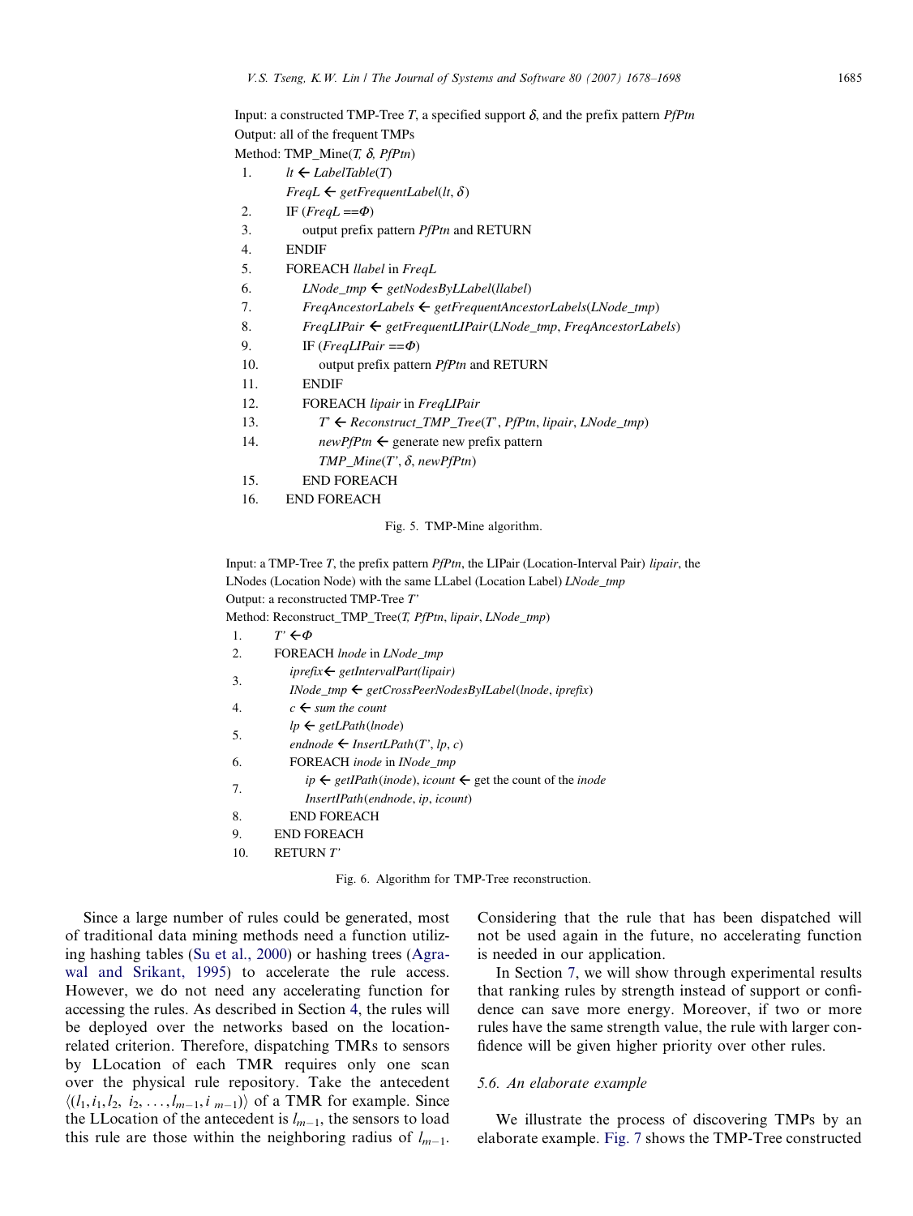Input: a constructed TMP-Tree *T*, a specified support $\delta$, and the prefix pattern *PfPtn*
Output: all of the frequent TMPs
Method: TMP_Mine(*T*, $\delta$, *PfPtn*)

```
1.    lt ← LabelTable(T)
      FreqL ← getFrequentLabel(lt, δ)
2.    IF (FreqL ==Φ)
3.        output prefix pattern PfPtn and RETURN
4.    ENDIF
5.    FOREACH llabel in FreqL
6.        LNode_tmp ← getNodesByLLabel(llabel)
7.        FreqAncestorLabels ← getFrequentAncestorLabels(LNode_tmp)
8.        FreqLIPair ← getFrequentLIPair(LNode_tmp, FreqAncestorLabels)
9.        IF (FreqLIPair ==Φ)
10.           output prefix pattern PfPtn and RETURN
11.       ENDIF
12.       FOREACH lipair in FreqLIPair
13.           T' ← Reconstruct_TMP_Tree(T', PfPtn, lipair, LNode_tmp)
14.           newPfPtn ← generate new prefix pattern
              TMP_Mine(T', δ, newPfPtn)
15.       END FOREACH
16.   END FOREACH
```

Fig. 5. TMP-Mine algorithm.

Input: a TMP-Tree *T*, the prefix pattern *PfPtn*, the LIPair (Location-Interval Pair) *lipair*, the LNodes (Location Node) with the same LLabel (Location Label) *LNode_tmp*
Output: a reconstructed TMP-Tree *T'*
Method: Reconstruct_TMP_Tree(*T*, *PfPtn*, *lipair*, *LNode_tmp*)

```
1.    T' ←Φ
2.    FOREACH lnode in LNode_tmp
3.        iprefix← getIntervalPart(lipair)
          INode_tmp ← getCrossPeerNodesByILabel(lnode, iprefix)
4.        c ← sum the count
5.        lp ← getLPath(lnode)
          endnode ← InsertLPath(T', lp, c)
6.        FOREACH inode in INode_tmp
7.            ip ← getIPath(inode), icount ← get the count of the inode
              InsertIPath(endnode, ip, icount)
8.        END FOREACH
9.    END FOREACH
10.   RETURN T'
```

Fig. 6. Algorithm for TMP-Tree reconstruction.

Since a large number of rules could be generated, most of traditional data mining methods need a function utilizing hashing tables (Su et al., 2000) or hashing trees (Agrawal and Srikant, 1995) to accelerate the rule access. However, we do not need any accelerating function for accessing the rules. As described in Section 4, the rules will be deployed over the networks based on the location-related criterion. Therefore, dispatching TMRs to sensors by LLocation of each TMR requires only one scan over the physical rule repository. Take the antecedent $\langle (l_1, i_1, l_2,\ i_2, \ldots, l_{m-1}, i_{\ m-1}) \rangle$ of a TMR for example. Since the LLocation of the antecedent is $l_{m-1}$, the sensors to load this rule are those within the neighboring radius of $l_{m-1}$. Considering that the rule that has been dispatched will not be used again in the future, no accelerating function is needed in our application.

In Section 7, we will show through experimental results that ranking rules by strength instead of support or confidence can save more energy. Moreover, if two or more rules have the same strength value, the rule with larger confidence will be given higher priority over other rules.

### 5.6. An elaborate example

We illustrate the process of discovering TMPs by an elaborate example. Fig. 7 shows the TMP-Tree constructed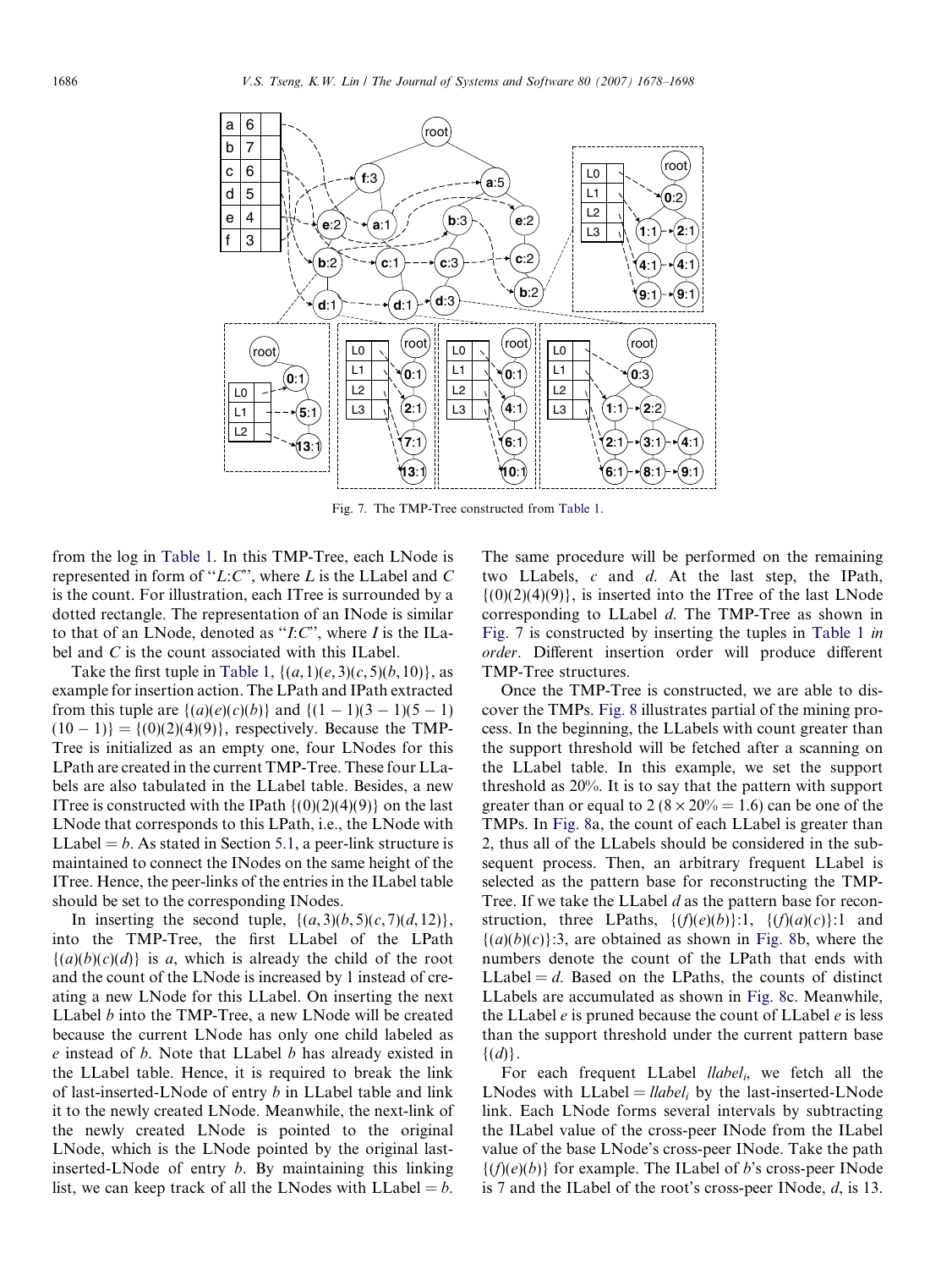Fig. 7. The TMP-Tree constructed from Table 1.

from the log in Table 1. In this TMP-Tree, each LNode is represented in form of "$L$:$C$", where $L$ is the LLabel and $C$ is the count. For illustration, each ITree is surrounded by a dotted rectangle. The representation of an INode is similar to that of an LNode, denoted as "$I$:$C$", where $I$ is the ILabel and $C$ is the count associated with this ILabel.

Take the first tuple in Table 1, $\{(a,1)(e,3)(c,5)(b,10)\}$, as example for insertion action. The LPath and IPath extracted from this tuple are $\{(a)(e)(c)(b)\}$ and $\{(1-1)(3-1)(5-1)(10-1)\} = \{(0)(2)(4)(9)\}$, respectively. Because the TMP-Tree is initialized as an empty one, four LNodes for this LPath are created in the current TMP-Tree. These four LLabels are also tabulated in the LLabel table. Besides, a new ITree is constructed with the IPath $\{(0)(2)(4)(9)\}$ on the last LNode that corresponds to this LPath, i.e., the LNode with LLabel $= b$. As stated in Section 5.1, a peer-link structure is maintained to connect the INodes on the same height of the ITree. Hence, the peer-links of the entries in the ILabel table should be set to the corresponding INodes.

In inserting the second tuple, $\{(a,3)(b,5)(c,7)(d,12)\}$, into the TMP-Tree, the first LLabel of the LPath $\{(a)(b)(c)(d)\}$ is $a$, which is already the child of the root and the count of the LNode is increased by 1 instead of creating a new LNode for this LLabel. On inserting the next LLabel $b$ into the TMP-Tree, a new LNode will be created because the current LNode has only one child labeled as $e$ instead of $b$. Note that LLabel $b$ has already existed in the LLabel table. Hence, it is required to break the link of last-inserted-LNode of entry $b$ in LLabel table and link it to the newly created LNode. Meanwhile, the next-link of the newly created LNode is pointed to the original LNode, which is the LNode pointed by the original last-inserted-LNode of entry $b$. By maintaining this linking list, we can keep track of all the LNodes with LLabel $= b$.

The same procedure will be performed on the remaining two LLabels, $c$ and $d$. At the last step, the IPath, $\{(0)(2)(4)(9)\}$, is inserted into the ITree of the last LNode corresponding to LLabel $d$. The TMP-Tree as shown in Fig. 7 is constructed by inserting the tuples in Table 1 *in order*. Different insertion order will produce different TMP-Tree structures.

Once the TMP-Tree is constructed, we are able to discover the TMPs. Fig. 8 illustrates partial of the mining process. In the beginning, the LLabels with count greater than the support threshold will be fetched after a scanning on the LLabel table. In this example, we set the support threshold as 20%. It is to say that the pattern with support greater than or equal to 2 ($8 \times 20\% = 1.6$) can be one of the TMPs. In Fig. 8a, the count of each LLabel is greater than 2, thus all of the LLabels should be considered in the subsequent process. Then, an arbitrary frequent LLabel is selected as the pattern base for reconstructing the TMP-Tree. If we take the LLabel $d$ as the pattern base for reconstruction, three LPaths, $\{(f)(e)(b)\}$:1, $\{(f)(a)(c)\}$:1 and $\{(a)(b)(c)\}$:3, are obtained as shown in Fig. 8b, where the numbers denote the count of the LPath that ends with LLabel $= d$. Based on the LPaths, the counts of distinct LLabels are accumulated as shown in Fig. 8c. Meanwhile, the LLabel $e$ is pruned because the count of LLabel $e$ is less than the support threshold under the current pattern base $\{(d)\}$.

For each frequent LLabel $llabel_i$, we fetch all the LNodes with LLabel $= llabel_i$ by the last-inserted-LNode link. Each LNode forms several intervals by subtracting the ILabel value of the cross-peer INode from the ILabel value of the base LNode's cross-peer INode. Take the path $\{(f)(e)(b)\}$ for example. The ILabel of $b$'s cross-peer INode is 7 and the ILabel of the root's cross-peer INode, $d$, is 13.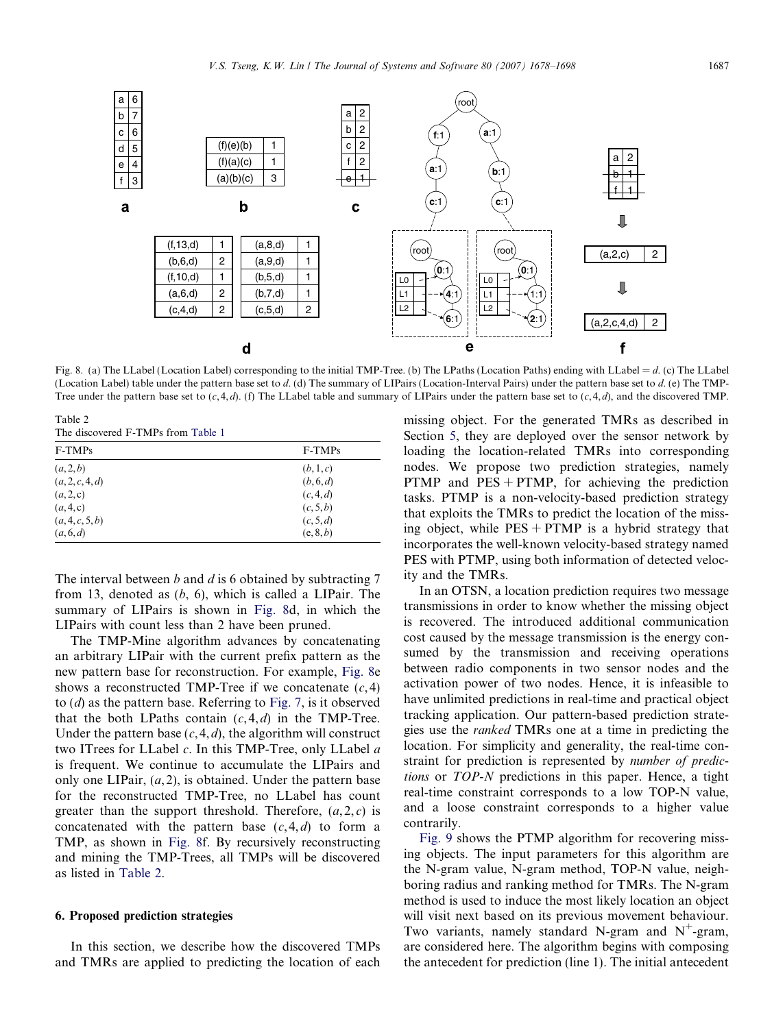Fig. 8. (a) The LLabel (Location Label) corresponding to the initial TMP-Tree. (b) The LPaths (Location Paths) ending with LLabel = $d$. (c) The LLabel (Location Label) table under the pattern base set to $d$. (d) The summary of LIPairs (Location-Interval Pairs) under the pattern base set to $d$. (e) The TMP-Tree under the pattern base set to $(c, 4, d)$. (f) The LLabel table and summary of LIPairs under the pattern base set to $(c, 4, d)$, and the discovered TMP.

Table 2
The discovered F-TMPs from Table 1

| F-TMPs | F-TMPs |
|---|---|
| $(a, 2, b)$ | $(b, 1, c)$ |
| $(a, 2, c, 4, d)$ | $(b, 6, d)$ |
| $(a, 2, c)$ | $(c, 4, d)$ |
| $(a, 4, c)$ | $(c, 5, b)$ |
| $(a, 4, c, 5, b)$ | $(c, 5, d)$ |
| $(a, 6, d)$ | $(e, 8, b)$ |

The interval between $b$ and $d$ is 6 obtained by subtracting 7 from 13, denoted as $(b, 6)$, which is called a LIPair. The summary of LIPairs is shown in Fig. 8d, in which the LIPairs with count less than 2 have been pruned.

The TMP-Mine algorithm advances by concatenating an arbitrary LIPair with the current prefix pattern as the new pattern base for reconstruction. For example, Fig. 8e shows a reconstructed TMP-Tree if we concatenate $(c, 4)$ to $(d)$ as the pattern base. Referring to Fig. 7, is it observed that the both LPaths contain $(c, 4, d)$ in the TMP-Tree. Under the pattern base $(c, 4, d)$, the algorithm will construct two ITrees for LLabel $c$. In this TMP-Tree, only LLabel $a$ is frequent. We continue to accumulate the LIPairs and only one LIPair, $(a, 2)$, is obtained. Under the pattern base for the reconstructed TMP-Tree, no LLabel has count greater than the support threshold. Therefore, $(a, 2, c)$ is concatenated with the pattern base $(c, 4, d)$ to form a TMP, as shown in Fig. 8f. By recursively reconstructing and mining the TMP-Trees, all TMPs will be discovered as listed in Table 2.

## 6. Proposed prediction strategies

In this section, we describe how the discovered TMPs and TMRs are applied to predicting the location of each missing object. For the generated TMRs as described in Section 5, they are deployed over the sensor network by loading the location-related TMRs into corresponding nodes. We propose two prediction strategies, namely PTMP and PES + PTMP, for achieving the prediction tasks. PTMP is a non-velocity-based prediction strategy that exploits the TMRs to predict the location of the missing object, while PES + PTMP is a hybrid strategy that incorporates the well-known velocity-based strategy named PES with PTMP, using both information of detected velocity and the TMRs.

In an OTSN, a location prediction requires two message transmissions in order to know whether the missing object is recovered. The introduced additional communication cost caused by the message transmission is the energy consumed by the transmission and receiving operations between radio components in two sensor nodes and the activation power of two nodes. Hence, it is infeasible to have unlimited predictions in real-time and practical object tracking application. Our pattern-based prediction strategies use the *ranked* TMRs one at a time in predicting the location. For simplicity and generality, the real-time constraint for prediction is represented by *number of predictions* or *TOP-N* predictions in this paper. Hence, a tight real-time constraint corresponds to a low TOP-N value, and a loose constraint corresponds to a higher value contrarily.

Fig. 9 shows the PTMP algorithm for recovering missing objects. The input parameters for this algorithm are the N-gram value, N-gram method, TOP-N value, neighboring radius and ranking method for TMRs. The N-gram method is used to induce the most likely location an object will visit next based on its previous movement behaviour. Two variants, namely standard N-gram and $N^{+}$-gram, are considered here. The algorithm begins with composing the antecedent for prediction (line 1). The initial antecedent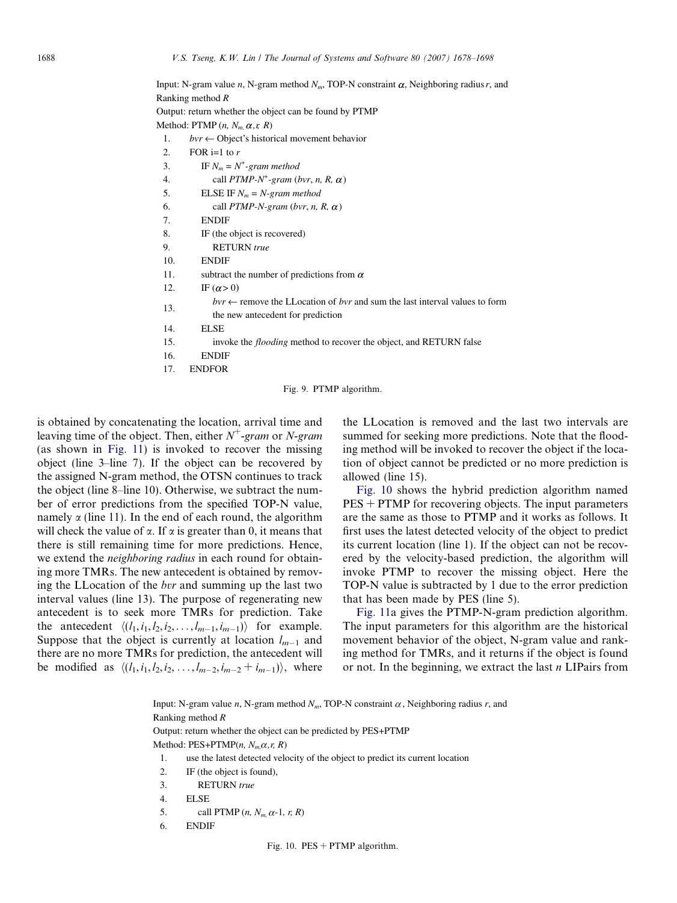Input: N-gram value $n$, N-gram method $N_m$, TOP-N constraint $\alpha$, Neighboring radius $r$, and Ranking method $R$

Output: return whether the object can be found by PTMP

Method: PTMP ($n$, $N_m$, $\alpha$, $r$, $R$)

```
1.   bvr ← Object's historical movement behavior
2.   FOR i=1 to r
3.      IF N_m = N+-gram method
4.         call PTMP-N+-gram (bvr, n, R, α)
5.      ELSE IF N_m = N-gram method
6.         call PTMP-N-gram (bvr, n, R, α)
7.      ENDIF
8.      IF (the object is recovered)
9.         RETURN true
10.     ENDIF
11.     subtract the number of predictions from α
12.     IF (α > 0)
13.        bvr ← remove the LLocation of bvr and sum the last interval values to form
           the new antecedent for prediction
14.     ELSE
15.        invoke the flooding method to recover the object, and RETURN false
16.     ENDIF
17.  ENDFOR
```

Fig. 9. PTMP algorithm.

is obtained by concatenating the location, arrival time and leaving time of the object. Then, either $N^{+}$-*gram* or *N-gram* (as shown in Fig. 11) is invoked to recover the missing object (line 3–line 7). If the object can be recovered by the assigned N-gram method, the OTSN continues to track the object (line 8–line 10). Otherwise, we subtract the number of error predictions from the specified TOP-N value, namely $\alpha$ (line 11). In the end of each round, the algorithm will check the value of $\alpha$. If $\alpha$ is greater than 0, it means that there is still remaining time for more predictions. Hence, we extend the *neighboring radius* in each round for obtaining more TMRs. The new antecedent is obtained by removing the LLocation of the *bvr* and summing up the last two interval values (line 13). The purpose of regenerating new antecedent is to seek more TMRs for prediction. Take the antecedent $\langle(l_1, i_1, l_2, i_2, \ldots, l_{m-1}, i_{m-1})\rangle$ for example. Suppose that the object is currently at location $l_{m-1}$ and there are no more TMRs for prediction, the antecedent will be modified as $\langle(l_1, i_1, l_2, i_2, \ldots, l_{m-2}, i_{m-2} + i_{m-1})\rangle$, where the LLocation is removed and the last two intervals are summed for seeking more predictions. Note that the flooding method will be invoked to recover the object if the location of object cannot be predicted or no more prediction is allowed (line 15).

Fig. 10 shows the hybrid prediction algorithm named PES + PTMP for recovering objects. The input parameters are the same as those to PTMP and it works as follows. It first uses the latest detected velocity of the object to predict its current location (line 1). If the object can not be recovered by the velocity-based prediction, the algorithm will invoke PTMP to recover the missing object. Here the TOP-N value is subtracted by 1 due to the error prediction that has been made by PES (line 5).

Fig. 11a gives the PTMP-N-gram prediction algorithm. The input parameters for this algorithm are the historical movement behavior of the object, N-gram value and ranking method for TMRs, and it returns if the object is found or not. In the beginning, we extract the last $n$ LIPairs from

Input: N-gram value $n$, N-gram method $N_m$, TOP-N constraint $\alpha$, Neighboring radius $r$, and Ranking method $R$

Output: return whether the object can be predicted by PES+PTMP

Method: PES+PTMP($n$, $N_m$, $\alpha$, $r$, $R$)

```
1.   use the latest detected velocity of the object to predict its current location
2.   IF (the object is found),
3.      RETURN true
4.   ELSE
5.      call PTMP (n, N_m, α-1, r, R)
6.   ENDIF
```

Fig. 10. PES + PTMP algorithm.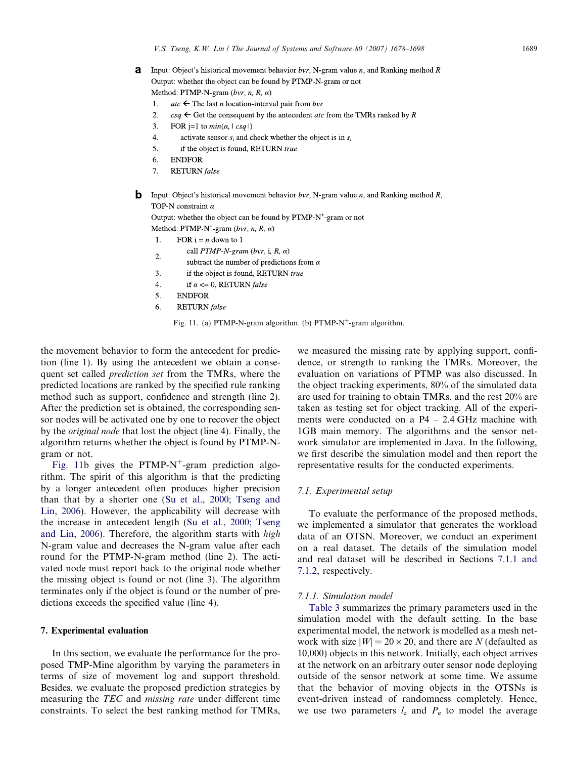**a**

```
Input: Object's historical movement behavior bvr, N-gram value n, and Ranking method R
Output: whether the object can be found by PTMP-N-gram or not
Method: PTMP-N-gram (bvr, n, R, α)
1.    atc ← The last n location-interval pair from bvr
2.    csq ← Get the consequent by the antecedent atc from the TMRs ranked by R
3.    FOR j=1 to min(α, | csq |)
4.        activate sensor s_i and check whether the object is in s_i
5.        if the object is found, RETURN true
6.    ENDFOR
7.    RETURN false
```

**b**

```
Input: Object's historical movement behavior bvr, N-gram value n, and Ranking method R,
TOP-N constraint α
Output: whether the object can be found by PTMP-N+-gram or not
Method: PTMP-N+-gram (bvr, n, R, α)
1.    FOR i = n down to 1
2.        call PTMP-N-gram (bvr, i, R, α)
          subtract the number of predictions from α
3.        if the object is found, RETURN true
4.        if α <= 0, RETURN false
5.    ENDFOR
6.    RETURN false
```

Fig. 11. (a) PTMP-N-gram algorithm. (b) PTMP-$N^+$-gram algorithm.

the movement behavior to form the antecedent for prediction (line 1). By using the antecedent we obtain a consequent set called *prediction set* from the TMRs, where the predicted locations are ranked by the specified rule ranking method such as support, confidence and strength (line 2). After the prediction set is obtained, the corresponding sensor nodes will be activated one by one to recover the object by the *original node* that lost the object (line 4). Finally, the algorithm returns whether the object is found by PTMP-N-gram or not.

Fig. 11b gives the PTMP-$N^+$-gram prediction algorithm. The spirit of this algorithm is that the predicting by a longer antecedent often produces higher precision than that by a shorter one (Su et al., 2000; Tseng and Lin, 2006). However, the applicability will decrease with the increase in antecedent length (Su et al., 2000; Tseng and Lin, 2006). Therefore, the algorithm starts with *high* N-gram value and decreases the N-gram value after each round for the PTMP-N-gram method (line 2). The activated node must report back to the original node whether the missing object is found or not (line 3). The algorithm terminates only if the object is found or the number of predictions exceeds the specified value (line 4).

## 7. Experimental evaluation

In this section, we evaluate the performance for the proposed TMP-Mine algorithm by varying the parameters in terms of size of movement log and support threshold. Besides, we evaluate the proposed prediction strategies by measuring the *TEC* and *missing rate* under different time constraints. To select the best ranking method for TMRs, we measured the missing rate by applying support, confidence, or strength to ranking the TMRs. Moreover, the evaluation on variations of PTMP was also discussed. In the object tracking experiments, 80% of the simulated data are used for training to obtain TMRs, and the rest 20% are taken as testing set for object tracking. All of the experiments were conducted on a P4 – 2.4 GHz machine with 1GB main memory. The algorithms and the sensor network simulator are implemented in Java. In the following, we first describe the simulation model and then report the representative results for the conducted experiments.

### 7.1. Experimental setup

To evaluate the performance of the proposed methods, we implemented a simulator that generates the workload data of an OTSN. Moreover, we conduct an experiment on a real dataset. The details of the simulation model and real dataset will be described in Sections 7.1.1 and 7.1.2, respectively.

#### 7.1.1. Simulation model

Table 3 summarizes the primary parameters used in the simulation model with the default setting. In the base experimental model, the network is modelled as a mesh network with size $|W| = 20 \times 20$, and there are $N$ (defaulted as 10,000) objects in this network. Initially, each object arrives at the network on an arbitrary outer sensor node deploying outside of the sensor network at some time. We assume that the behavior of moving objects in the OTSNs is event-driven instead of randomness completely. Hence, we use two parameters $l_e$ and $P_e$ to model the average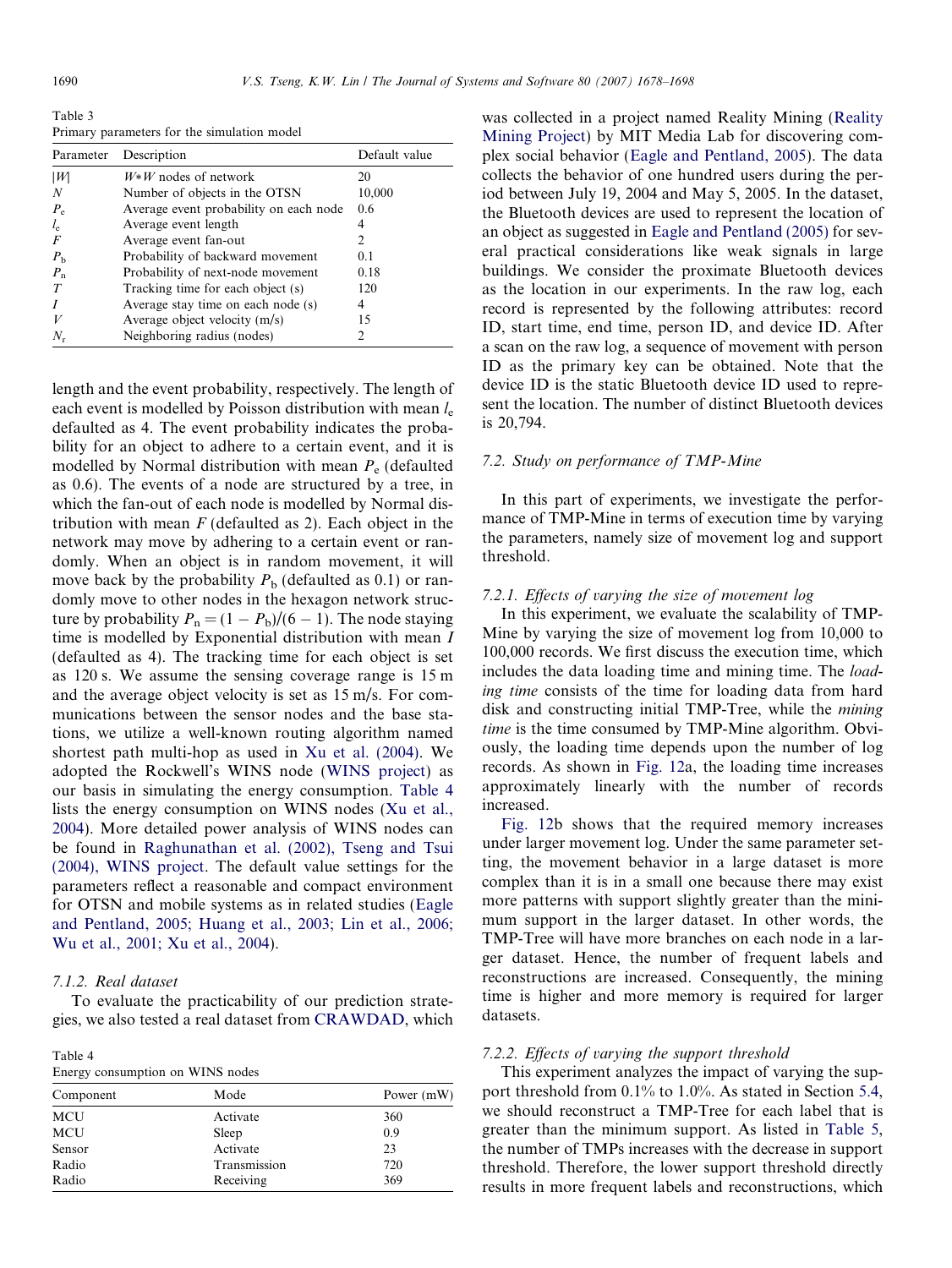Table 3
Primary parameters for the simulation model

| Parameter | Description | Default value |
|---|---|---|
| $\|W\|$ | $W*W$ nodes of network | 20 |
| $N$ | Number of objects in the OTSN | 10,000 |
| $P_e$ | Average event probability on each node | 0.6 |
| $l_e$ | Average event length | 4 |
| $F$ | Average event fan-out | 2 |
| $P_b$ | Probability of backward movement | 0.1 |
| $P_n$ | Probability of next-node movement | 0.18 |
| $T$ | Tracking time for each object (s) | 120 |
| $I$ | Average stay time on each node (s) | 4 |
| $V$ | Average object velocity (m/s) | 15 |
| $N_r$ | Neighboring radius (nodes) | 2 |

length and the event probability, respectively. The length of each event is modelled by Poisson distribution with mean $l_e$ defaulted as 4. The event probability indicates the probability for an object to adhere to a certain event, and it is modelled by Normal distribution with mean $P_e$ (defaulted as 0.6). The events of a node are structured by a tree, in which the fan-out of each node is modelled by Normal distribution with mean $F$ (defaulted as 2). Each object in the network may move by adhering to a certain event or randomly. When an object is in random movement, it will move back by the probability $P_b$ (defaulted as 0.1) or randomly move to other nodes in the hexagon network structure by probability $P_n = (1 - P_b)/(6 - 1)$. The node staying time is modelled by Exponential distribution with mean $I$ (defaulted as 4). The tracking time for each object is set as 120 s. We assume the sensing coverage range is 15 m and the average object velocity is set as 15 m/s. For communications between the sensor nodes and the base stations, we utilize a well-known routing algorithm named shortest path multi-hop as used in Xu et al. (2004). We adopted the Rockwell's WINS node (WINS project) as our basis in simulating the energy consumption. Table 4 lists the energy consumption on WINS nodes (Xu et al., 2004). More detailed power analysis of WINS nodes can be found in Raghunathan et al. (2002), Tseng and Tsui (2004), WINS project. The default value settings for the parameters reflect a reasonable and compact environment for OTSN and mobile systems as in related studies (Eagle and Pentland, 2005; Huang et al., 2003; Lin et al., 2006; Wu et al., 2001; Xu et al., 2004).

#### 7.1.2. Real dataset

To evaluate the practicability of our prediction strategies, we also tested a real dataset from CRAWDAD, which was collected in a project named Reality Mining (Reality Mining Project) by MIT Media Lab for discovering complex social behavior (Eagle and Pentland, 2005). The data collects the behavior of one hundred users during the period between July 19, 2004 and May 5, 2005. In the dataset, the Bluetooth devices are used to represent the location of an object as suggested in Eagle and Pentland (2005) for several practical considerations like weak signals in large buildings. We consider the proximate Bluetooth devices as the location in our experiments. In the raw log, each record is represented by the following attributes: record ID, start time, end time, person ID, and device ID. After a scan on the raw log, a sequence of movement with person ID as the primary key can be obtained. Note that the device ID is the static Bluetooth device ID used to represent the location. The number of distinct Bluetooth devices is 20,794.

Table 4
Energy consumption on WINS nodes

| Component | Mode | Power (mW) |
|---|---|---|
| MCU | Activate | 360 |
| MCU | Sleep | 0.9 |
| Sensor | Activate | 23 |
| Radio | Transmission | 720 |
| Radio | Receiving | 369 |

### 7.2. Study on performance of TMP-Mine

In this part of experiments, we investigate the performance of TMP-Mine in terms of execution time by varying the parameters, namely size of movement log and support threshold.

#### 7.2.1. Effects of varying the size of movement log

In this experiment, we evaluate the scalability of TMP-Mine by varying the size of movement log from 10,000 to 100,000 records. We first discuss the execution time, which includes the data loading time and mining time. The *loading time* consists of the time for loading data from hard disk and constructing initial TMP-Tree, while the *mining time* is the time consumed by TMP-Mine algorithm. Obviously, the loading time depends upon the number of log records. As shown in Fig. 12a, the loading time increases approximately linearly with the number of records increased.

Fig. 12b shows that the required memory increases under larger movement log. Under the same parameter setting, the movement behavior in a large dataset is more complex than it is in a small one because there may exist more patterns with support slightly greater than the minimum support in the larger dataset. In other words, the TMP-Tree will have more branches on each node in a larger dataset. Hence, the number of frequent labels and reconstructions are increased. Consequently, the mining time is higher and more memory is required for larger datasets.

#### 7.2.2. Effects of varying the support threshold

This experiment analyzes the impact of varying the support threshold from 0.1% to 1.0%. As stated in Section 5.4, we should reconstruct a TMP-Tree for each label that is greater than the minimum support. As listed in Table 5, the number of TMPs increases with the decrease in support threshold. Therefore, the lower support threshold directly results in more frequent labels and reconstructions, which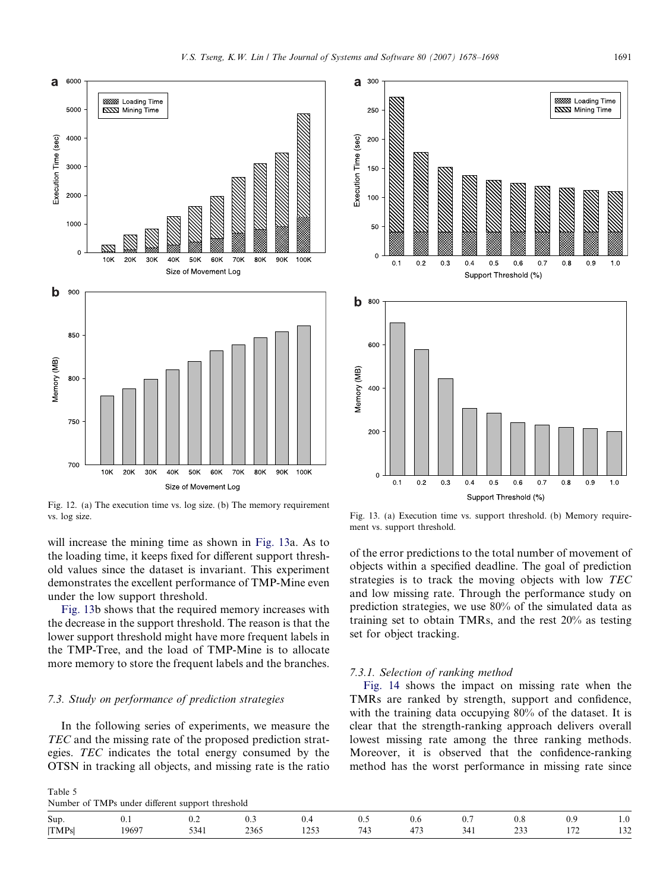Fig. 12. (a) The execution time vs. log size. (b) The memory requirement vs. log size.

Fig. 13. (a) Execution time vs. support threshold. (b) Memory requirement vs. support threshold.

will increase the mining time as shown in Fig. 13a. As to the loading time, it keeps fixed for different support threshold values since the dataset is invariant. This experiment demonstrates the excellent performance of TMP-Mine even under the low support threshold.

Fig. 13b shows that the required memory increases with the decrease in the support threshold. The reason is that the lower support threshold might have more frequent labels in the TMP-Tree, and the load of TMP-Mine is to allocate more memory to store the frequent labels and the branches.

### 7.3. Study on performance of prediction strategies

In the following series of experiments, we measure the *TEC* and the missing rate of the proposed prediction strategies. *TEC* indicates the total energy consumed by the OTSN in tracking all objects, and missing rate is the ratio of the error predictions to the total number of movement of objects within a specified deadline. The goal of prediction strategies is to track the moving objects with low *TEC* and low missing rate. Through the performance study on prediction strategies, we use 80% of the simulated data as training set to obtain TMRs, and the rest 20% as testing set for object tracking.

#### 7.3.1. Selection of ranking method

Fig. 14 shows the impact on missing rate when the TMRs are ranked by strength, support and confidence, with the training data occupying 80% of the dataset. It is clear that the strength-ranking approach delivers overall lowest missing rate among the three ranking methods. Moreover, it is observed that the confidence-ranking method has the worst performance in missing rate since

Table 5
Number of TMPs under different support threshold

| Sup. | 0.1 | 0.2 | 0.3 | 0.4 | 0.5 | 0.6 | 0.7 | 0.8 | 0.9 | 1.0 |
|---|---|---|---|---|---|---|---|---|---|---|
| \|TMPs\| | 19697 | 5341 | 2365 | 1253 | 743 | 473 | 341 | 233 | 172 | 132 |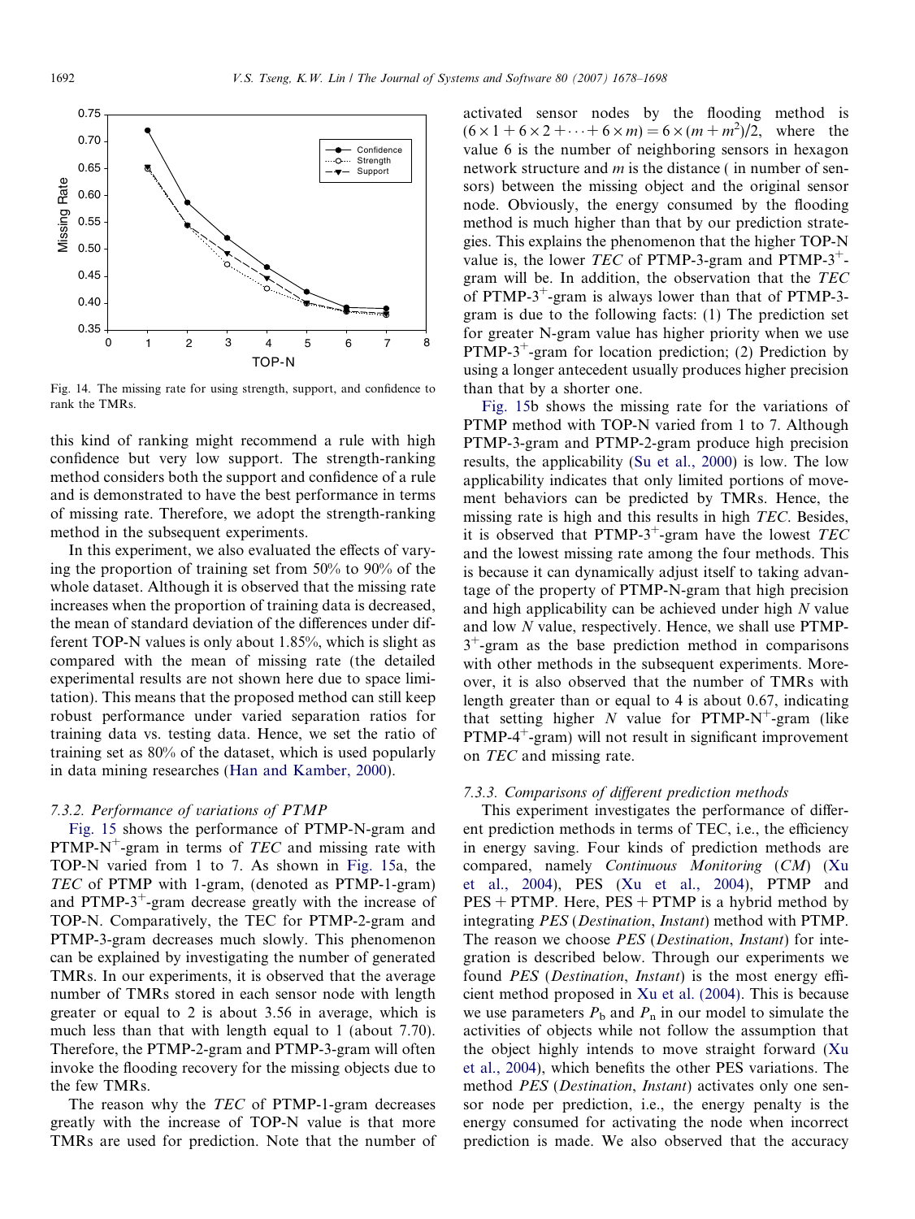Fig. 14. The missing rate for using strength, support, and confidence to rank the TMRs.

this kind of ranking might recommend a rule with high confidence but very low support. The strength-ranking method considers both the support and confidence of a rule and is demonstrated to have the best performance in terms of missing rate. Therefore, we adopt the strength-ranking method in the subsequent experiments.

In this experiment, we also evaluated the effects of varying the proportion of training set from 50% to 90% of the whole dataset. Although it is observed that the missing rate increases when the proportion of training data is decreased, the mean of standard deviation of the differences under different TOP-N values is only about 1.85%, which is slight as compared with the mean of missing rate (the detailed experimental results are not shown here due to space limitation). This means that the proposed method can still keep robust performance under varied separation ratios for training data vs. testing data. Hence, we set the ratio of training set as 80% of the dataset, which is used popularly in data mining researches (Han and Kamber, 2000).

#### 7.3.2. Performance of variations of PTMP

Fig. 15 shows the performance of PTMP-N-gram and PTMP-$N^+$-gram in terms of *TEC* and missing rate with TOP-N varied from 1 to 7. As shown in Fig. 15a, the *TEC* of PTMP with 1-gram, (denoted as PTMP-1-gram) and PTMP-$3^+$-gram decrease greatly with the increase of TOP-N. Comparatively, the TEC for PTMP-2-gram and PTMP-3-gram decreases much slowly. This phenomenon can be explained by investigating the number of generated TMRs. In our experiments, it is observed that the average number of TMRs stored in each sensor node with length greater or equal to 2 is about 3.56 in average, which is much less than that with length equal to 1 (about 7.70). Therefore, the PTMP-2-gram and PTMP-3-gram will often invoke the flooding recovery for the missing objects due to the few TMRs.

The reason why the *TEC* of PTMP-1-gram decreases greatly with the increase of TOP-N value is that more TMRs are used for prediction. Note that the number of activated sensor nodes by the flooding method is $(6 \times 1 + 6 \times 2 + \cdots + 6 \times m) = 6 \times (m + m^2)/2$, where the value 6 is the number of neighboring sensors in hexagon network structure and $m$ is the distance ( in number of sensors) between the missing object and the original sensor node. Obviously, the energy consumed by the flooding method is much higher than that by our prediction strategies. This explains the phenomenon that the higher TOP-N value is, the lower *TEC* of PTMP-3-gram and PTMP-$3^+$-gram will be. In addition, the observation that the *TEC* of PTMP-$3^+$-gram is always lower than that of PTMP-3-gram is due to the following facts: (1) The prediction set for greater N-gram value has higher priority when we use PTMP-$3^+$-gram for location prediction; (2) Prediction by using a longer antecedent usually produces higher precision than that by a shorter one.

Fig. 15b shows the missing rate for the variations of PTMP method with TOP-N varied from 1 to 7. Although PTMP-3-gram and PTMP-2-gram produce high precision results, the applicability (Su et al., 2000) is low. The low applicability indicates that only limited portions of movement behaviors can be predicted by TMRs. Hence, the missing rate is high and this results in high *TEC*. Besides, it is observed that PTMP-$3^+$-gram have the lowest *TEC* and the lowest missing rate among the four methods. This is because it can dynamically adjust itself to taking advantage of the property of PTMP-N-gram that high precision and high applicability can be achieved under high $N$ value and low $N$ value, respectively. Hence, we shall use PTMP-$3^+$-gram as the base prediction method in comparisons with other methods in the subsequent experiments. Moreover, it is also observed that the number of TMRs with length greater than or equal to 4 is about 0.67, indicating that setting higher $N$ value for PTMP-$N^+$-gram (like PTMP-$4^+$-gram) will not result in significant improvement on *TEC* and missing rate.

#### 7.3.3. Comparisons of different prediction methods

This experiment investigates the performance of different prediction methods in terms of TEC, i.e., the efficiency in energy saving. Four kinds of prediction methods are compared, namely *Continuous Monitoring* (*CM*) (Xu et al., 2004), PES (Xu et al., 2004), PTMP and PES + PTMP. Here, PES + PTMP is a hybrid method by integrating *PES* (*Destination*, *Instant*) method with PTMP. The reason we choose *PES* (*Destination*, *Instant*) for integration is described below. Through our experiments we found *PES* (*Destination*, *Instant*) is the most energy efficient method proposed in Xu et al. (2004). This is because we use parameters $P_b$ and $P_n$ in our model to simulate the activities of objects while not follow the assumption that the object highly intends to move straight forward (Xu et al., 2004), which benefits the other PES variations. The method *PES* (*Destination*, *Instant*) activates only one sensor node per prediction, i.e., the energy penalty is the energy consumed for activating the node when incorrect prediction is made. We also observed that the accuracy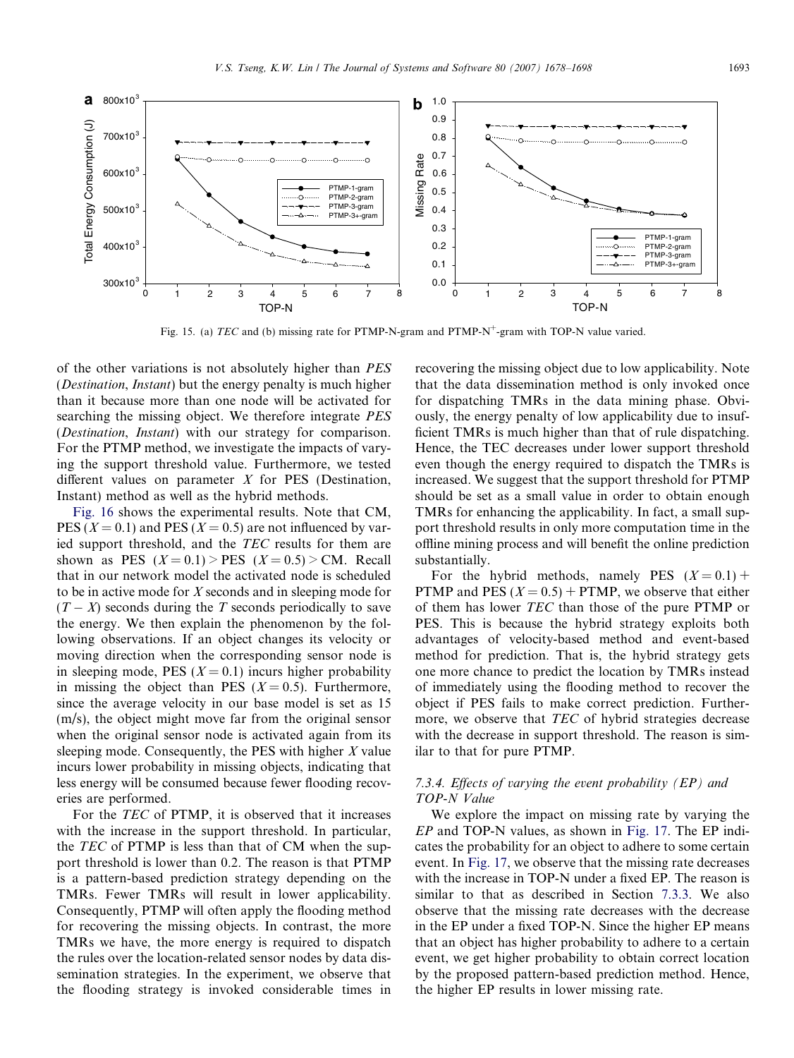a

800x10^3
700x10^3
600x10^3
500x10^3
400x10^3
300x10^3

Total Energy Consumption (J)

0 1 2 3 4 5 6 7 8

TOP-N

PTMP-1-gram
PTMP-2-gram
PTMP-3-gram
PTMP-3+-gram

b

1.0
0.9
0.8
0.7
0.6
0.5
0.4
0.3
0.2
0.1
0.0

Missing Rate

0 1 2 3 4 5 6 7 8

TOP-N

PTMP-1-gram
PTMP-2-gram
PTMP-3-gram
PTMP-3+-gram

Fig. 15. (a) *TEC* and (b) missing rate for PTMP-N-gram and PTMP-$N^+$-gram with TOP-N value varied.

of the other variations is not absolutely higher than *PES* (*Destination*, *Instant*) but the energy penalty is much higher than it because more than one node will be activated for searching the missing object. We therefore integrate *PES* (*Destination*, *Instant*) with our strategy for comparison. For the PTMP method, we investigate the impacts of varying the support threshold value. Furthermore, we tested different values on parameter $X$ for PES (Destination, Instant) method as well as the hybrid methods.

Fig. 16 shows the experimental results. Note that CM, PES ($X = 0.1$) and PES ($X = 0.5$) are not influenced by varied support threshold, and the *TEC* results for them are shown as PES ($X = 0.1$) > PES ($X = 0.5$) > CM. Recall that in our network model the activated node is scheduled to be in active mode for $X$ seconds and in sleeping mode for $(T - X)$ seconds during the $T$ seconds periodically to save the energy. We then explain the phenomenon by the following observations. If an object changes its velocity or moving direction when the corresponding sensor node is in sleeping mode, PES ($X = 0.1$) incurs higher probability in missing the object than PES ($X = 0.5$). Furthermore, since the average velocity in our base model is set as 15 (m/s), the object might move far from the original sensor when the original sensor node is activated again from its sleeping mode. Consequently, the PES with higher $X$ value incurs lower probability in missing objects, indicating that less energy will be consumed because fewer flooding recoveries are performed.

For the *TEC* of PTMP, it is observed that it increases with the increase in the support threshold. In particular, the *TEC* of PTMP is less than that of CM when the support threshold is lower than 0.2. The reason is that PTMP is a pattern-based prediction strategy depending on the TMRs. Fewer TMRs will result in lower applicability. Consequently, PTMP will often apply the flooding method for recovering the missing objects. In contrast, the more TMRs we have, the more energy is required to dispatch the rules over the location-related sensor nodes by data dissemination strategies. In the experiment, we observe that the flooding strategy is invoked considerable times in recovering the missing object due to low applicability. Note that the data dissemination method is only invoked once for dispatching TMRs in the data mining phase. Obviously, the energy penalty of low applicability due to insufficient TMRs is much higher than that of rule dispatching. Hence, the TEC decreases under lower support threshold even though the energy required to dispatch the TMRs is increased. We suggest that the support threshold for PTMP should be set as a small value in order to obtain enough TMRs for enhancing the applicability. In fact, a small support threshold results in only more computation time in the offline mining process and will benefit the online prediction substantially.

For the hybrid methods, namely PES ($X = 0.1$) + PTMP and PES ($X = 0.5$) + PTMP, we observe that either of them has lower *TEC* than those of the pure PTMP or PES. This is because the hybrid strategy exploits both advantages of velocity-based method and event-based method for prediction. That is, the hybrid strategy gets one more chance to predict the location by TMRs instead of immediately using the flooding method to recover the object if PES fails to make correct prediction. Furthermore, we observe that *TEC* of hybrid strategies decrease with the decrease in support threshold. The reason is similar to that for pure PTMP.

### 7.3.4. Effects of varying the event probability (EP) and TOP-N Value

We explore the impact on missing rate by varying the *EP* and TOP-N values, as shown in Fig. 17. The EP indicates the probability for an object to adhere to some certain event. In Fig. 17, we observe that the missing rate decreases with the increase in TOP-N under a fixed EP. The reason is similar to that as described in Section 7.3.3. We also observe that the missing rate decreases with the decrease in the EP under a fixed TOP-N. Since the higher EP means that an object has higher probability to adhere to a certain event, we get higher probability to obtain correct location by the proposed pattern-based prediction method. Hence, the higher EP results in lower missing rate.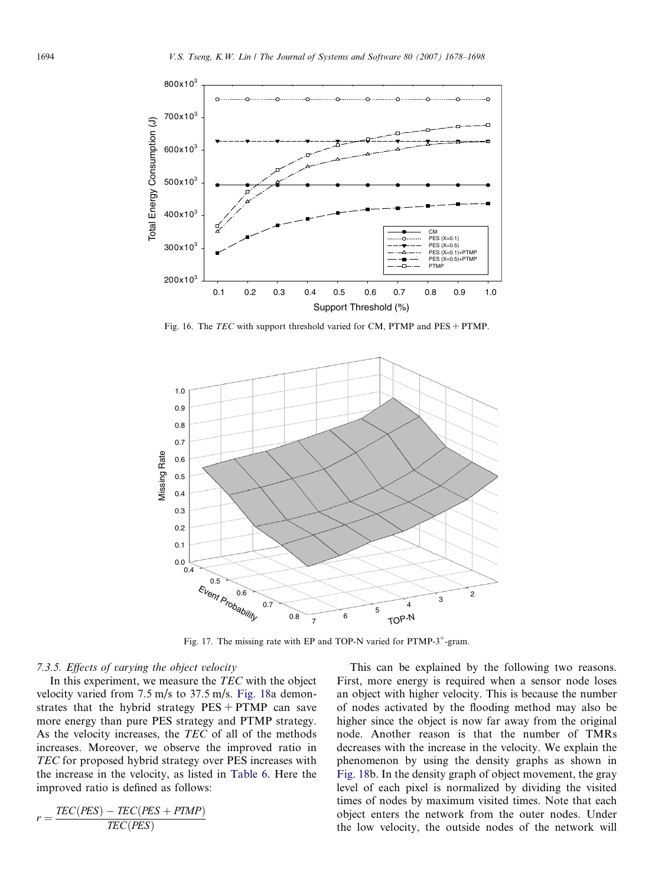Fig. 16. The *TEC* with support threshold varied for CM, PTMP and PES + PTMP.

Fig. 17. The missing rate with EP and TOP-N varied for PTMP-$3^{+}$-gram.

### 7.3.5. Effects of varying the object velocity

In this experiment, we measure the *TEC* with the object velocity varied from 7.5 m/s to 37.5 m/s. Fig. 18a demonstrates that the hybrid strategy PES + PTMP can save more energy than pure PES strategy and PTMP strategy. As the velocity increases, the *TEC* of all of the methods increases. Moreover, we observe the improved ratio in *TEC* for proposed hybrid strategy over PES increases with the increase in the velocity, as listed in Table 6. Here the improved ratio is defined as follows:

$$r = \frac{TEC(PES) - TEC(PES + PTMP)}{TEC(PES)}$$

This can be explained by the following two reasons. First, more energy is required when a sensor node loses an object with higher velocity. This is because the number of nodes activated by the flooding method may also be higher since the object is now far away from the original node. Another reason is that the number of TMRs decreases with the increase in the velocity. We explain the phenomenon by using the density graphs as shown in Fig. 18b. In the density graph of object movement, the gray level of each pixel is normalized by dividing the visited times of nodes by maximum visited times. Note that each object enters the network from the outer nodes. Under the low velocity, the outside nodes of the network will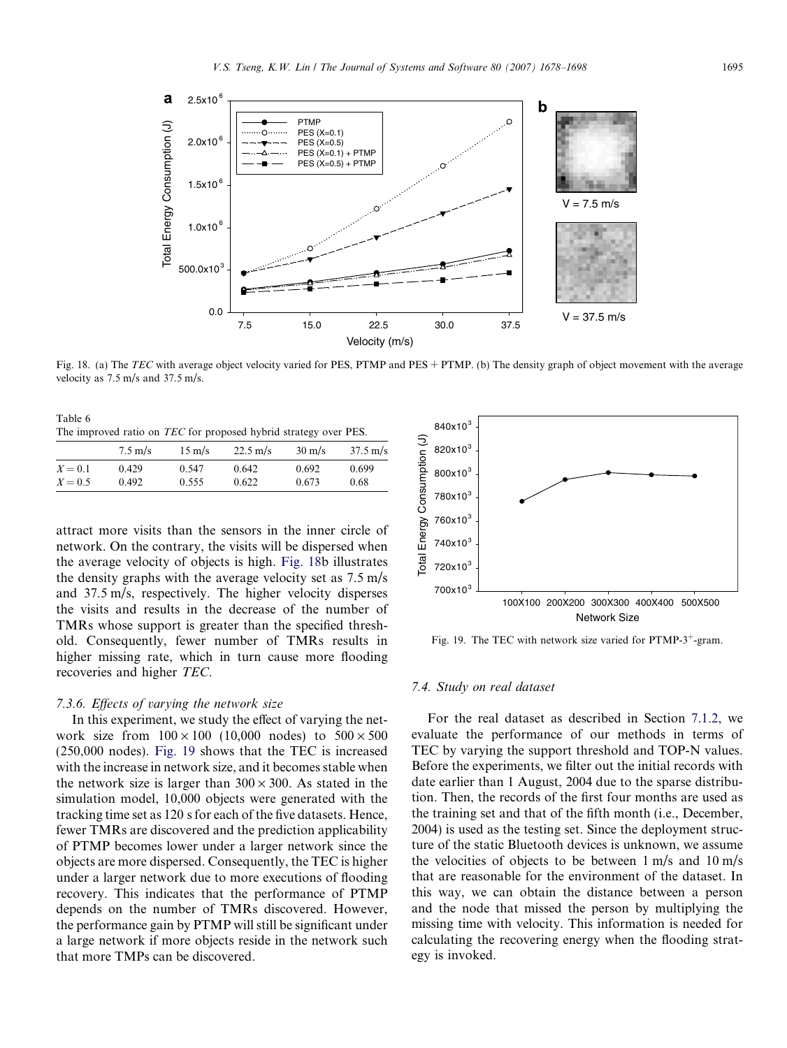Fig. 18. (a) The *TEC* with average object velocity varied for PES, PTMP and PES + PTMP. (b) The density graph of object movement with the average velocity as 7.5 m/s and 37.5 m/s.

Table 6
The improved ratio on *TEC* for proposed hybrid strategy over PES.

| | 7.5 m/s | 15 m/s | 22.5 m/s | 30 m/s | 37.5 m/s |
|---|---|---|---|---|---|
| $X = 0.1$ | 0.429 | 0.547 | 0.642 | 0.692 | 0.699 |
| $X = 0.5$ | 0.492 | 0.555 | 0.622 | 0.673 | 0.68 |

attract more visits than the sensors in the inner circle of network. On the contrary, the visits will be dispersed when the average velocity of objects is high. Fig. 18b illustrates the density graphs with the average velocity set as 7.5 m/s and 37.5 m/s, respectively. The higher velocity disperses the visits and results in the decrease of the number of TMRs whose support is greater than the specified threshold. Consequently, fewer number of TMRs results in higher missing rate, which in turn cause more flooding recoveries and higher *TEC*.

### 7.3.6. Effects of varying the network size

In this experiment, we study the effect of varying the network size from $100 \times 100$ (10,000 nodes) to $500 \times 500$ (250,000 nodes). Fig. 19 shows that the TEC is increased with the increase in network size, and it becomes stable when the network size is larger than $300 \times 300$. As stated in the simulation model, 10,000 objects were generated with the tracking time set as 120 s for each of the five datasets. Hence, fewer TMRs are discovered and the prediction applicability of PTMP becomes lower under a larger network since the objects are more dispersed. Consequently, the TEC is higher under a larger network due to more executions of flooding recovery. This indicates that the performance of PTMP depends on the number of TMRs discovered. However, the performance gain by PTMP will still be significant under a large network if more objects reside in the network such that more TMPs can be discovered.

Fig. 19. The TEC with network size varied for PTMP-$3^{+}$-gram.

## 7.4. Study on real dataset

For the real dataset as described in Section 7.1.2, we evaluate the performance of our methods in terms of TEC by varying the support threshold and TOP-N values. Before the experiments, we filter out the initial records with date earlier than 1 August, 2004 due to the sparse distribution. Then, the records of the first four months are used as the training set and that of the fifth month (i.e., December, 2004) is used as the testing set. Since the deployment structure of the static Bluetooth devices is unknown, we assume the velocities of objects to be between 1 m/s and 10 m/s that are reasonable for the environment of the dataset. In this way, we can obtain the distance between a person and the node that missed the person by multiplying the missing time with velocity. This information is needed for calculating the recovering energy when the flooding strategy is invoked.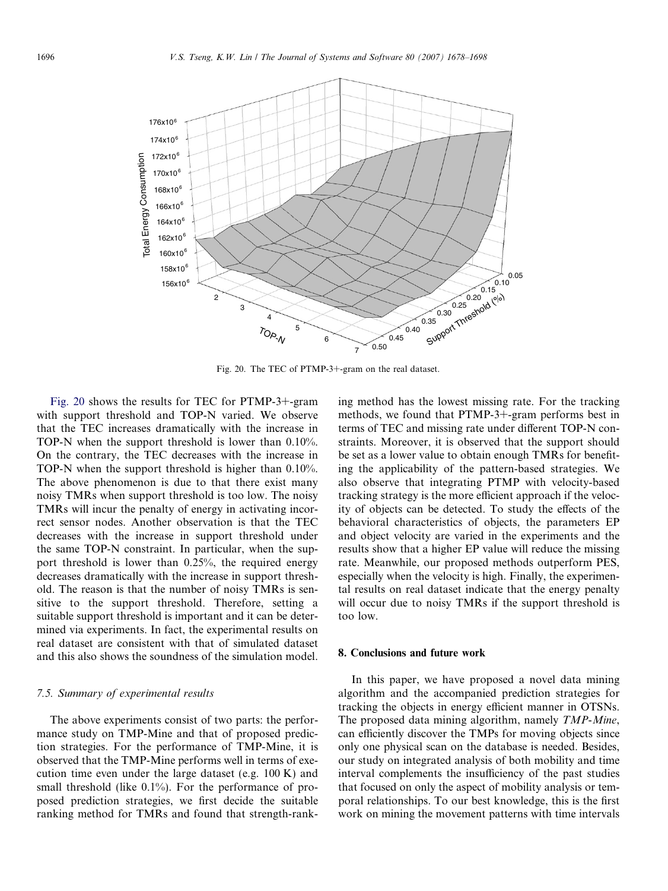Fig. 20. The TEC of PTMP-3+-gram on the real dataset.

Fig. 20 shows the results for TEC for PTMP-3+-gram with support threshold and TOP-N varied. We observe that the TEC increases dramatically with the increase in TOP-N when the support threshold is lower than 0.10%. On the contrary, the TEC decreases with the increase in TOP-N when the support threshold is higher than 0.10%. The above phenomenon is due to that there exist many noisy TMRs when support threshold is too low. The noisy TMRs will incur the penalty of energy in activating incorrect sensor nodes. Another observation is that the TEC decreases with the increase in support threshold under the same TOP-N constraint. In particular, when the support threshold is lower than 0.25%, the required energy decreases dramatically with the increase in support threshold. The reason is that the number of noisy TMRs is sensitive to the support threshold. Therefore, setting a suitable support threshold is important and it can be determined via experiments. In fact, the experimental results on real dataset are consistent with that of simulated dataset and this also shows the soundness of the simulation model.

### 7.5. Summary of experimental results

The above experiments consist of two parts: the performance study on TMP-Mine and that of proposed prediction strategies. For the performance of TMP-Mine, it is observed that the TMP-Mine performs well in terms of execution time even under the large dataset (e.g. 100 K) and small threshold (like 0.1%). For the performance of proposed prediction strategies, we first decide the suitable ranking method for TMRs and found that strength-ranking method has the lowest missing rate. For the tracking methods, we found that PTMP-3+-gram performs best in terms of TEC and missing rate under different TOP-N constraints. Moreover, it is observed that the support should be set as a lower value to obtain enough TMRs for benefiting the applicability of the pattern-based strategies. We also observe that integrating PTMP with velocity-based tracking strategy is the more efficient approach if the velocity of objects can be detected. To study the effects of the behavioral characteristics of objects, the parameters EP and object velocity are varied in the experiments and the results show that a higher EP value will reduce the missing rate. Meanwhile, our proposed methods outperform PES, especially when the velocity is high. Finally, the experimental results on real dataset indicate that the energy penalty will occur due to noisy TMRs if the support threshold is too low.

## 8. Conclusions and future work

In this paper, we have proposed a novel data mining algorithm and the accompanied prediction strategies for tracking the objects in energy efficient manner in OTSNs. The proposed data mining algorithm, namely *TMP-Mine*, can efficiently discover the TMPs for moving objects since only one physical scan on the database is needed. Besides, our study on integrated analysis of both mobility and time interval complements the insufficiency of the past studies that focused on only the aspect of mobility analysis or temporal relationships. To our best knowledge, this is the first work on mining the movement patterns with time intervals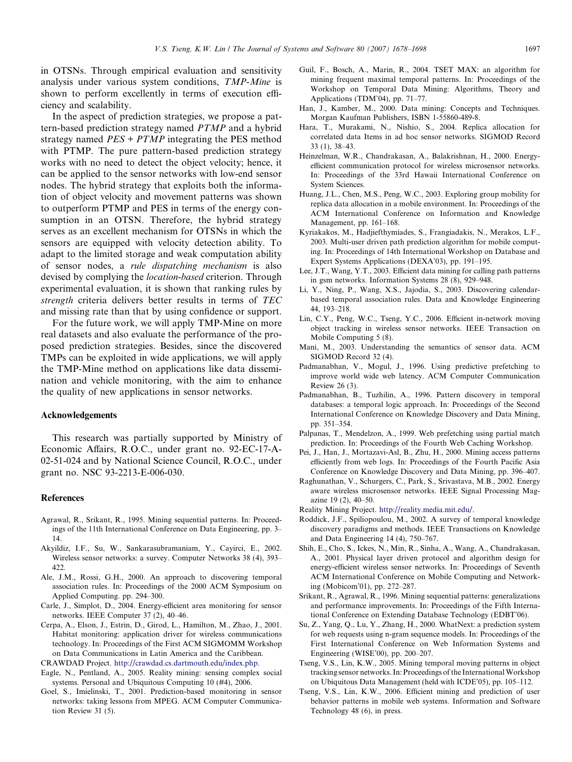in OTSNs. Through empirical evaluation and sensitivity analysis under various system conditions, *TMP-Mine* is shown to perform excellently in terms of execution efficiency and scalability.

In the aspect of prediction strategies, we propose a pattern-based prediction strategy named *PTMP* and a hybrid strategy named *PES + PTMP* integrating the PES method with PTMP. The pure pattern-based prediction strategy works with no need to detect the object velocity; hence, it can be applied to the sensor networks with low-end sensor nodes. The hybrid strategy that exploits both the information of object velocity and movement patterns was shown to outperform PTMP and PES in terms of the energy consumption in an OTSN. Therefore, the hybrid strategy serves as an excellent mechanism for OTSNs in which the sensors are equipped with velocity detection ability. To adapt to the limited storage and weak computation ability of sensor nodes, a *rule dispatching mechanism* is also devised by complying the *location-based* criterion. Through experimental evaluation, it is shown that ranking rules by *strength* criteria delivers better results in terms of *TEC* and missing rate than that by using confidence or support.

For the future work, we will apply TMP-Mine on more real datasets and also evaluate the performance of the proposed prediction strategies. Besides, since the discovered TMPs can be exploited in wide applications, we will apply the TMP-Mine method on applications like data dissemination and vehicle monitoring, with the aim to enhance the quality of new applications in sensor networks.

## Acknowledgements

This research was partially supported by Ministry of Economic Affairs, R.O.C., under grant no. 92-EC-17-A-02-51-024 and by National Science Council, R.O.C., under grant no. NSC 93-2213-E-006-030.

## References

Agrawal, R., Srikant, R., 1995. Mining sequential patterns. In: Proceedings of the 11th International Conference on Data Engineering, pp. 3–14.

Akyildiz, I.F., Su, W., Sankarasubramaniam, Y., Cayirci, E., 2002. Wireless sensor networks: a survey. Computer Networks 38 (4), 393–422.

Ale, J.M., Rossi, G.H., 2000. An approach to discovering temporal association rules. In: Proceedings of the 2000 ACM Symposium on Applied Computing. pp. 294–300.

Carle, J., Simplot, D., 2004. Energy-efficient area monitoring for sensor networks. IEEE Computer 37 (2), 40–46.

Cerpa, A., Elson, J., Estrin, D., Girod, L., Hamilton, M., Zhao, J., 2001. Habitat monitoring: application driver for wireless communications technology. In: Proceedings of the First ACM SIGMOMM Workshop on Data Communications in Latin America and the Caribbean.

CRAWDAD Project. http://crawdad.cs.dartmouth.edu/index.php.

Eagle, N., Pentland, A., 2005. Reality mining: sensing complex social systems. Personal and Ubiquitous Computing 10 (#4), 2006.

Goel, S., Imielinski, T., 2001. Prediction-based monitoring in sensor networks: taking lessons from MPEG. ACM Computer Communication Review 31 (5).

Guil, F., Bosch, A., Marin, R., 2004. TSET MAX: an algorithm for mining frequent maximal temporal patterns. In: Proceedings of the Workshop on Temporal Data Mining: Algorithms, Theory and Applications (TDM'04), pp. 71–77.

Han, J., Kamber, M., 2000. Data mining: Concepts and Techniques. Morgan Kaufman Publishers, ISBN 1-55860-489-8.

Hara, T., Murakami, N., Nishio, S., 2004. Replica allocation for correlated data Items in ad hoc sensor networks. SIGMOD Record 33 (1), 38–43.

Heinzelman, W.R., Chandrakasan, A., Balakrishnan, H., 2000. Energy-efficient communication protocol for wireless microsensor networks. In: Proceedings of the 33rd Hawaii International Conference on System Sciences.

Huang, J.L., Chen, M.S., Peng, W.C., 2003. Exploring group mobility for replica data allocation in a mobile environment. In: Proceedings of the ACM International Conference on Information and Knowledge Management, pp. 161–168.

Kyriakakos, M., Hadjiefthymiades, S., Frangiadakis, N., Merakos, L.F., 2003. Multi-user driven path prediction algorithm for mobile computing. In: Proceedings of 14th International Workshop on Database and Expert Systems Applications (DEXA'03), pp. 191–195.

Lee, J.T., Wang, Y.T., 2003. Efficient data mining for calling path patterns in gsm networks. Information Systems 28 (8), 929–948.

Li, Y., Ning, P., Wang, X.S., Jajodia, S., 2003. Discovering calendar-based temporal association rules. Data and Knowledge Engineering 44, 193–218.

Lin, C.Y., Peng, W.C., Tseng, Y.C., 2006. Efficient in-network moving object tracking in wireless sensor networks. IEEE Transaction on Mobile Computing 5 (8).

Mani, M., 2003. Understanding the semantics of sensor data. ACM SIGMOD Record 32 (4).

Padmanabhan, V., Mogul, J., 1996. Using predictive prefetching to improve world wide web latency. ACM Computer Communication Review 26 (3).

Padmanabhan, B., Tuzhilin, A., 1996. Pattern discovery in temporal databases: a temporal logic approach. In: Proceedings of the Second International Conference on Knowledge Discovery and Data Mining, pp. 351–354.

Palpanas, T., Mendelzon, A., 1999. Web prefetching using partial match prediction. In: Proceedings of the Fourth Web Caching Workshop.

Pei, J., Han, J., Mortazavi-Asl, B., Zhu, H., 2000. Mining access patterns efficiently from web logs. In: Proceedings of the Fourth Pacific Asia Conference on Knowledge Discovery and Data Mining, pp. 396–407.

Raghunathan, V., Schurgers, C., Park, S., Srivastava, M.B., 2002. Energy aware wireless microsensor networks. IEEE Signal Processing Magazine 19 (2), 40–50.

Reality Mining Project. http://reality.media.mit.edu/.

Roddick, J.F., Spiliopoulou, M., 2002. A survey of temporal knowledge discovery paradigms and methods. IEEE Transactions on Knowledge and Data Engineering 14 (4), 750–767.

Shih, E., Cho, S., Ickes, N., Min, R., Sinha, A., Wang, A., Chandrakasan, A., 2001. Physical layer driven protocol and algorithm design for energy-efficient wireless sensor networks. In: Proceedings of Seventh ACM International Conference on Mobile Computing and Networking (Mobicom'01), pp. 272–287.

Srikant, R., Agrawal, R., 1996. Mining sequential patterns: generalizations and performance improvements. In: Proceedings of the Fifth International Conference on Extending Database Technology (EDBT'06).

Su, Z., Yang, Q., Lu, Y., Zhang, H., 2000. WhatNext: a prediction system for web requests using n-gram sequence models. In: Proceedings of the First International Conference on Web Information Systems and Engineering (WISE'00), pp. 200–207.

Tseng, V.S., Lin, K.W., 2005. Mining temporal moving patterns in object tracking sensor networks. In: Proceedings of the International Workshop on Ubiquitous Data Management (held with ICDE'05), pp. 105–112.

Tseng, V.S., Lin, K.W., 2006. Efficient mining and prediction of user behavior patterns in mobile web systems. Information and Software Technology 48 (6), in press.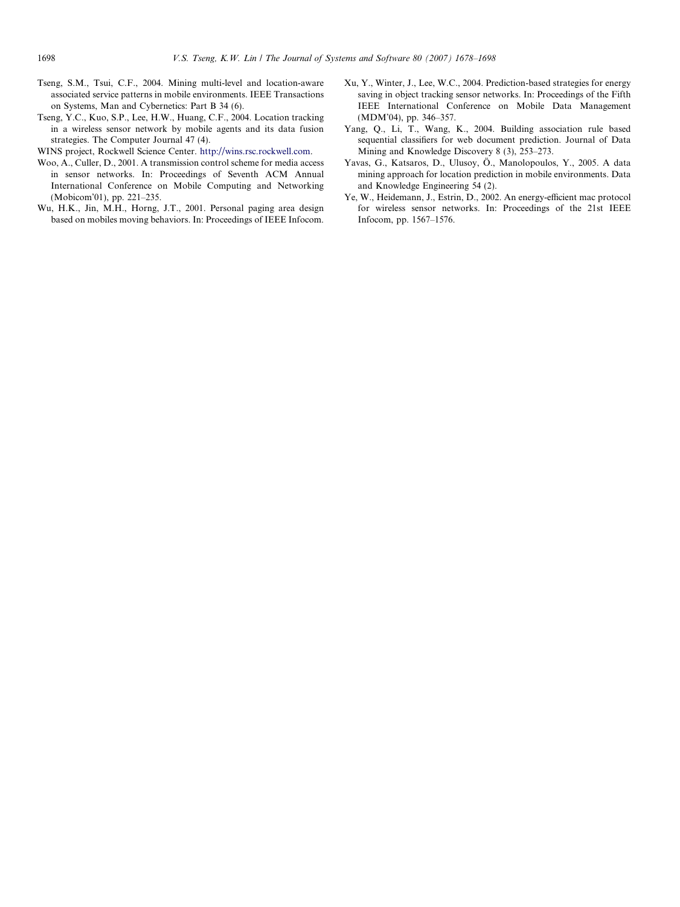Tseng, S.M., Tsui, C.F., 2004. Mining multi-level and location-aware associated service patterns in mobile environments. IEEE Transactions on Systems, Man and Cybernetics: Part B 34 (6).

Tseng, Y.C., Kuo, S.P., Lee, H.W., Huang, C.F., 2004. Location tracking in a wireless sensor network by mobile agents and its data fusion strategies. The Computer Journal 47 (4).

WINS project, Rockwell Science Center. http://wins.rsc.rockwell.com.

Woo, A., Culler, D., 2001. A transmission control scheme for media access in sensor networks. In: Proceedings of Seventh ACM Annual International Conference on Mobile Computing and Networking (Mobicom'01), pp. 221–235.

Wu, H.K., Jin, M.H., Horng, J.T., 2001. Personal paging area design based on mobiles moving behaviors. In: Proceedings of IEEE Infocom.

Xu, Y., Winter, J., Lee, W.C., 2004. Prediction-based strategies for energy saving in object tracking sensor networks. In: Proceedings of the Fifth IEEE International Conference on Mobile Data Management (MDM'04), pp. 346–357.

Yang, Q., Li, T., Wang, K., 2004. Building association rule based sequential classifiers for web document prediction. Journal of Data Mining and Knowledge Discovery 8 (3), 253–273.

Yavas, G., Katsaros, D., Ulusoy, Ö., Manolopoulos, Y., 2005. A data mining approach for location prediction in mobile environments. Data and Knowledge Engineering 54 (2).

Ye, W., Heidemann, J., Estrin, D., 2002. An energy-efficient mac protocol for wireless sensor networks. In: Proceedings of the 21st IEEE Infocom, pp. 1567–1576.